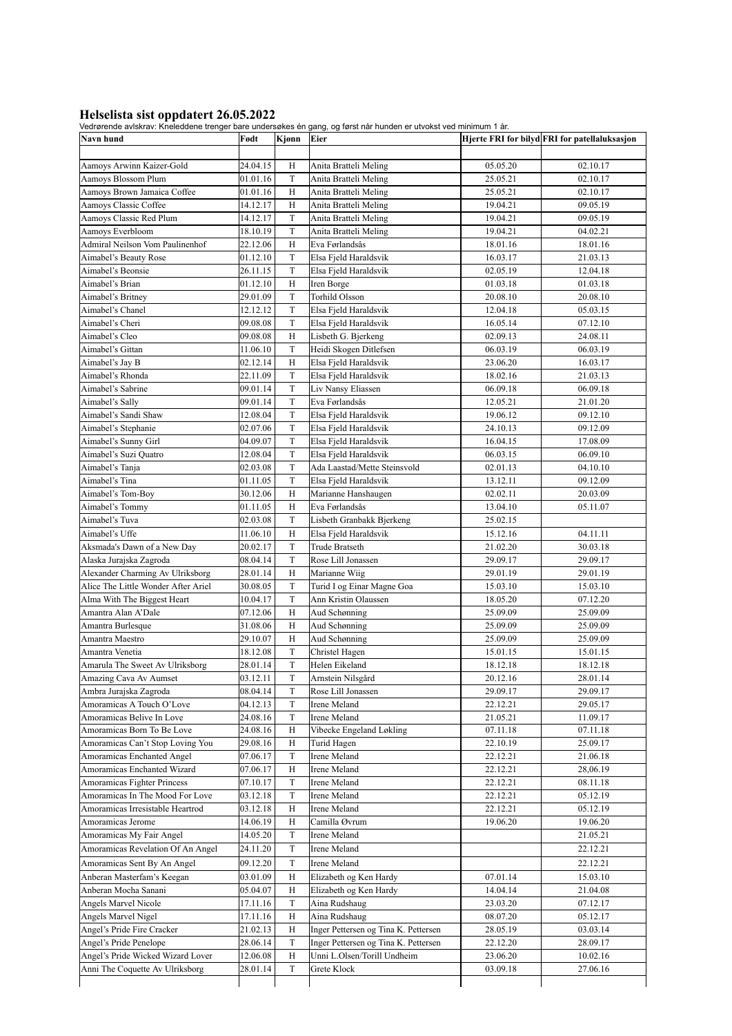# Helselista sist oppdatert 26.05.2022

Vedrørende avlskrav: Kneleddene trenger bare undersøkes én gang, og først når hunden er utvokst ved minimum 1 år.

| Navn hund | Født | Kjønn | Eier | Hjerte FRI for bilyd | FRI for patellaluksasjon |
|---|---|---|---|---|---|
| | | | | | |
| Aamoys Arwinn Kaizer-Gold | 24.04.15 | H | Anita Bratteli Meling | 05.05.20 | 02.10.17 |
| Aamoys Blossom Plum | 01.01.16 | T | Anita Bratteli Meling | 25.05.21 | 02.10.17 |
| Aamoys Brown Jamaica Coffee | 01.01.16 | H | Anita Bratteli Meling | 25.05.21 | 02.10.17 |
| Aamoys Classic Coffee | 14.12.17 | H | Anita Bratteli Meling | 19.04.21 | 09.05.19 |
| Aamoys Classic Red Plum | 14.12.17 | T | Anita Bratteli Meling | 19.04.21 | 09.05.19 |
| Aamoys Everbloom | 18.10.19 | T | Anita Bratteli Meling | 19.04.21 | 04.02.21 |
| Admiral Neilson Vom Paulinenhof | 22.12.06 | H | Eva Førlandsås | 18.01.16 | 18.01.16 |
| Aimabel's Beauty Rose | 01.12.10 | T | Elsa Fjeld Haraldsvik | 16.03.17 | 21.03.13 |
| Aimabel's Beonsie | 26.11.15 | T | Elsa Fjeld Haraldsvik | 02.05.19 | 12.04.18 |
| Aimabel's Brian | 01.12.10 | H | Iren Borge | 01.03.18 | 01.03.18 |
| Aimabel's Britney | 29.01.09 | T | Torhild Olsson | 20.08.10 | 20.08.10 |
| Aimabel's Chanel | 12.12.12 | T | Elsa Fjeld Haraldsvik | 12.04.18 | 05.03.15 |
| Aimabel's Cheri | 09.08.08 | T | Elsa Fjeld Haraldsvik | 16.05.14 | 07.12.10 |
| Aimabel's Cleo | 09.08.08 | H | Lisbeth G. Bjerkeng | 02.09.13 | 24.08.11 |
| Aimabel's Gittan | 11.06.10 | T | Heidi Skogen Ditlefsen | 06.03.19 | 06.03.19 |
| Aimabel's Jay B | 02.12.14 | H | Elsa Fjeld Haraldsvik | 23.06.20 | 16.03.17 |
| Aimabel's Rhonda | 22.11.09 | T | Elsa Fjeld Haraldsvik | 18.02.16 | 21.03.13 |
| Aimabel's Sabrine | 09.01.14 | T | Liv Nansy Eliassen | 06.09.18 | 06.09.18 |
| Aimabel's Sally | 09.01.14 | T | Eva Førlandsås | 12.05.21 | 21.01.20 |
| Aimabel's Sandi Shaw | 12.08.04 | T | Elsa Fjeld Haraldsvik | 19.06.12 | 09.12.10 |
| Aimabel's Stephanie | 02.07.06 | T | Elsa Fjeld Haraldsvik | 24.10.13 | 09.12.09 |
| Aimabel's Sunny Girl | 04.09.07 | T | Elsa Fjeld Haraldsvik | 16.04.15 | 17.08.09 |
| Aimabel's Suzi Quatro | 12.08.04 | T | Elsa Fjeld Haraldsvik | 06.03.15 | 06.09.10 |
| Aimabel's Tanja | 02.03.08 | T | Ada Laastad/Mette Steinsvold | 02.01.13 | 04.10.10 |
| Aimabel's Tina | 01.11.05 | T | Elsa Fjeld Haraldsvik | 13.12.11 | 09.12.09 |
| Aimabel's Tom-Boy | 30.12.06 | H | Marianne Hanshaugen | 02.02.11 | 20.03.09 |
| Aimabel's Tommy | 01.11.05 | H | Eva Førlandsås | 13.04.10 | 05.11.07 |
| Aimabel's Tuva | 02.03.08 | T | Lisbeth Granbakk Bjerkeng | 25.02.15 | |
| Aimabel's Uffe | 11.06.10 | H | Elsa Fjeld Haraldsvik | 15.12.16 | 04.11.11 |
| Aksmada's Dawn of a New Day | 20.02.17 | T | Trude Bratseth | 21.02.20 | 30.03.18 |
| Alaska Jurajska Zagroda | 08.04.14 | T | Rose Lill Jonassen | 29.09.17 | 29.09.17 |
| Alexander Charming Av Ulriksborg | 28.01.14 | H | Marianne Wiig | 29.01.19 | 29.01.19 |
| Alice The Little Wonder After Ariel | 30.08.05 | T | Turid I og Einar Magne Goa | 15.03.10 | 15.03.10 |
| Alma With The Biggest Heart | 10.04.17 | T | Ann Kristin Olaussen | 18.05.20 | 07.12.20 |
| Amantra Alan A'Dale | 07.12.06 | H | Aud Schønning | 25.09.09 | 25.09.09 |
| Amantra Burlesque | 31.08.06 | H | Aud Schønning | 25.09.09 | 25.09.09 |
| Amantra Maestro | 29.10.07 | H | Aud Schønning | 25.09.09 | 25.09.09 |
| Amantra Venetia | 18.12.08 | T | Christel Hagen | 15.01.15 | 15.01.15 |
| Amarula The Sweet Av Ulriksborg | 28.01.14 | T | Helen Eikeland | 18.12.18 | 18.12.18 |
| Amazing Cava Av Aumset | 03.12.11 | T | Arnstein Nilsgård | 20.12.16 | 28.01.14 |
| Ambra Jurajska Zagroda | 08.04.14 | T | Rose Lill Jonassen | 29.09.17 | 29.09.17 |
| Amoramicas A Touch O'Love | 04.12.13 | T | Irene Meland | 22.12.21 | 29.05.17 |
| Amoramicas Belive In Love | 24.08.16 | T | Irene Meland | 21.05.21 | 11.09.17 |
| Amoramicas Born To Be Love | 24.08.16 | H | Vibecke Engeland Løkling | 07.11.18 | 07.11.18 |
| Amoramicas Can't Stop Loving You | 29.08.16 | H | Turid Hagen | 22.10.19 | 25.09.17 |
| Amoramicas Enchanted Angel | 07.06.17 | T | Irene Meland | 22.12.21 | 21.06.18 |
| Amoramicas Enchanted Wizard | 07.06.17 | H | Irene Meland | 22.12.21 | 28,06.19 |
| Amoramicas Fighter Princess | 07.10.17 | T | Irene Meland | 22.12.21 | 08.11.18 |
| Amoramicas In The Mood For Love | 03.12.18 | T | Irene Meland | 22.12.21 | 05.12.19 |
| Amoramicas Irresistable Heartrod | 03.12.18 | H | Irene Meland | 22.12.21 | 05.12.19 |
| Amoramicas Jerome | 14.06.19 | H | Camilla Øvrum | 19.06.20 | 19.06.20 |
| Amoramicas My Fair Angel | 14.05.20 | T | Irene Meland | | 21.05.21 |
| Amoramicas Revelation Of An Angel | 24.11.20 | T | Irene Meland | | 22.12.21 |
| Amoramicas Sent By An Angel | 09.12.20 | T | Irene Meland | | 22.12.21 |
| Anberan Masterfam's Keegan | 03.01.09 | H | Elizabeth og Ken Hardy | 07.01.14 | 15.03.10 |
| Anberan Mocha Sanani | 05.04.07 | H | Elizabeth og Ken Hardy | 14.04.14 | 21.04.08 |
| Angels Marvel Nicole | 17.11.16 | T | Aina Rudshaug | 23.03.20 | 07.12.17 |
| Angels Marvel Nigel | 17.11.16 | H | Aina Rudshaug | 08.07.20 | 05.12.17 |
| Angel's Pride Fire Cracker | 21.02.13 | H | Inger Pettersen og Tina K. Pettersen | 28.05.19 | 03.03.14 |
| Angel's Pride Penelope | 28.06.14 | T | Inger Pettersen og Tina K. Pettersen | 22.12.20 | 28.09.17 |
| Angel's Pride Wicked Wizard Lover | 12.06.08 | H | Unni L.Olsen/Torill Undheim | 23.06.20 | 10.02.16 |
| Anni The Coquette Av Ulriksborg | 28.01.14 | T | Grete Klock | 03.09.18 | 27.06.16 |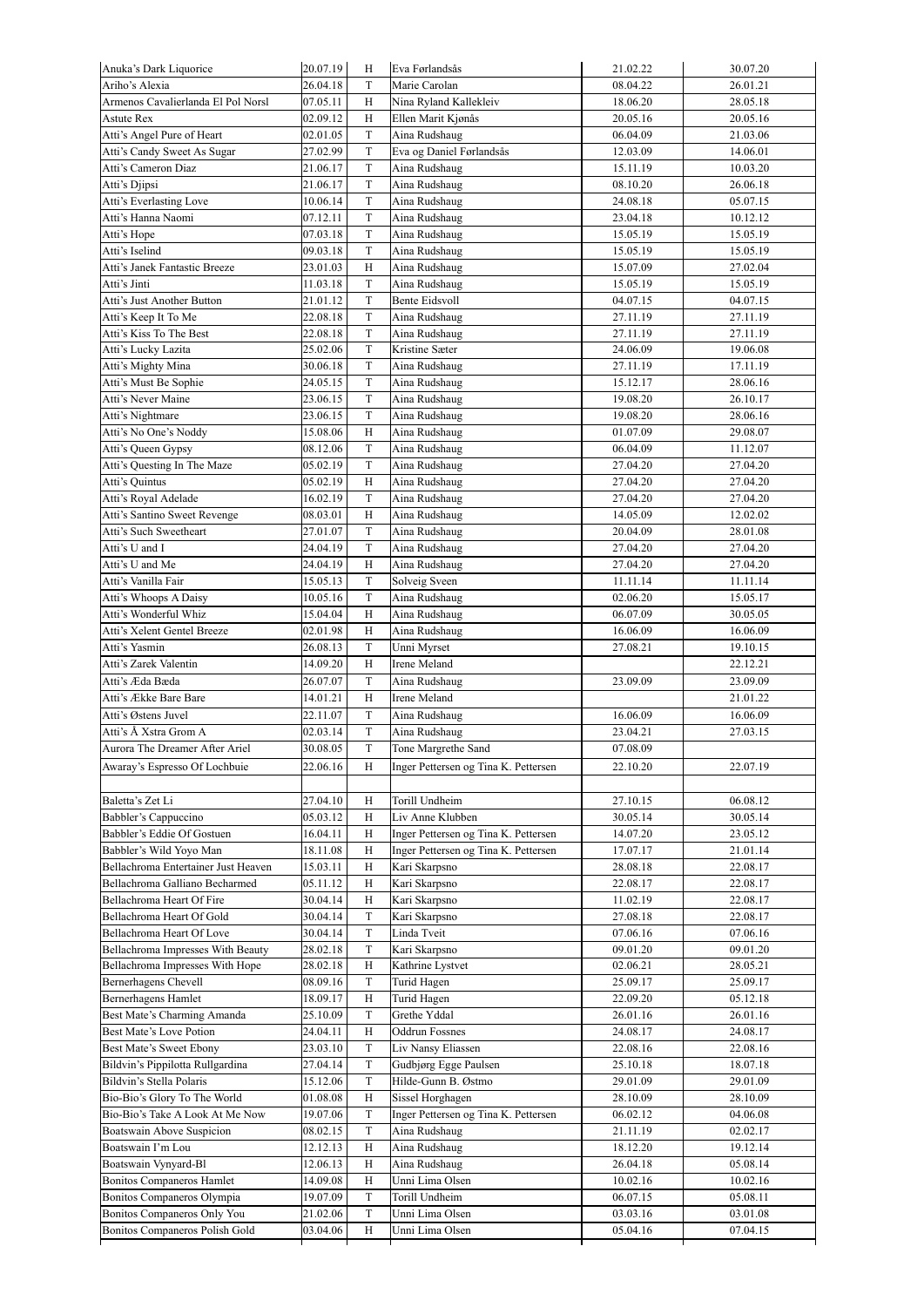| | | | | | |
|---|---|---|---|---|---|
| Anuka's Dark Liquorice | 20.07.19 | H | Eva Førlandsås | 21.02.22 | 30.07.20 |
| Ariho's Alexia | 26.04.18 | T | Marie Carolan | 08.04.22 | 26.01.21 |
| Armenos Cavalierlanda El Pol Norsl | 07.05.11 | H | Nina Ryland Kallekleiv | 18.06.20 | 28.05.18 |
| Astute Rex | 02.09.12 | H | Ellen Marit Kjønås | 20.05.16 | 20.05.16 |
| Atti's Angel Pure of Heart | 02.01.05 | T | Aina Rudshaug | 06.04.09 | 21.03.06 |
| Atti's Candy Sweet As Sugar | 27.02.99 | T | Eva og Daniel Førlandsås | 12.03.09 | 14.06.01 |
| Atti's Cameron Diaz | 21.06.17 | T | Aina Rudshaug | 15.11.19 | 10.03.20 |
| Atti's Djipsi | 21.06.17 | T | Aina Rudshaug | 08.10.20 | 26.06.18 |
| Atti's Everlasting Love | 10.06.14 | T | Aina Rudshaug | 24.08.18 | 05.07.15 |
| Atti's Hanna Naomi | 07.12.11 | T | Aina Rudshaug | 23.04.18 | 10.12.12 |
| Atti's Hope | 07.03.18 | T | Aina Rudshaug | 15.05.19 | 15.05.19 |
| Atti's Iselind | 09.03.18 | T | Aina Rudshaug | 15.05.19 | 15.05.19 |
| Atti's Janek Fantastic Breeze | 23.01.03 | H | Aina Rudshaug | 15.07.09 | 27.02.04 |
| Atti's Jinti | 11.03.18 | T | Aina Rudshaug | 15.05.19 | 15.05.19 |
| Atti's Just Another Button | 21.01.12 | T | Bente Eidsvoll | 04.07.15 | 04.07.15 |
| Atti's Keep It To Me | 22.08.18 | T | Aina Rudshaug | 27.11.19 | 27.11.19 |
| Atti's Kiss To The Best | 22.08.18 | T | Aina Rudshaug | 27.11.19 | 27.11.19 |
| Atti's Lucky Lazita | 25.02.06 | T | Kristine Sæter | 24.06.09 | 19.06.08 |
| Atti's Mighty Mina | 30.06.18 | T | Aina Rudshaug | 27.11.19 | 17.11.19 |
| Atti's Must Be Sophie | 24.05.15 | T | Aina Rudshaug | 15.12.17 | 28.06.16 |
| Atti's Never Maine | 23.06.15 | T | Aina Rudshaug | 19.08.20 | 26.10.17 |
| Atti's Nightmare | 23.06.15 | T | Aina Rudshaug | 19.08.20 | 28.06.16 |
| Atti's No One's Noddy | 15.08.06 | H | Aina Rudshaug | 01.07.09 | 29.08.07 |
| Atti's Queen Gypsy | 08.12.06 | T | Aina Rudshaug | 06.04.09 | 11.12.07 |
| Atti's Questing In The Maze | 05.02.19 | T | Aina Rudshaug | 27.04.20 | 27.04.20 |
| Atti's Quintus | 05.02.19 | H | Aina Rudshaug | 27.04.20 | 27.04.20 |
| Atti's Royal Adelade | 16.02.19 | T | Aina Rudshaug | 27.04.20 | 27.04.20 |
| Atti's Santino Sweet Revenge | 08.03.01 | H | Aina Rudshaug | 14.05.09 | 12.02.02 |
| Atti's Such Sweetheart | 27.01.07 | T | Aina Rudshaug | 20.04.09 | 28.01.08 |
| Atti's U and I | 24.04.19 | T | Aina Rudshaug | 27.04.20 | 27.04.20 |
| Atti's U and Me | 24.04.19 | H | Aina Rudshaug | 27.04.20 | 27.04.20 |
| Atti's Vanilla Fair | 15.05.13 | T | Solveig Sveen | 11.11.14 | 11.11.14 |
| Atti's Whoops A Daisy | 10.05.16 | T | Aina Rudshaug | 02.06.20 | 15.05.17 |
| Atti's Wonderful Whiz | 15.04.04 | H | Aina Rudshaug | 06.07.09 | 30.05.05 |
| Atti's Xelent Gentel Breeze | 02.01.98 | H | Aina Rudshaug | 16.06.09 | 16.06.09 |
| Atti's Yasmin | 26.08.13 | T | Unni Myrset | 27.08.21 | 19.10.15 |
| Atti's Zarek Valentin | 14.09.20 | H | Irene Meland | | 22.12.21 |
| Atti's Æda Bæda | 26.07.07 | T | Aina Rudshaug | 23.09.09 | 23.09.09 |
| Atti's Ække Bare Bare | 14.01.21 | H | Irene Meland | | 21.01.22 |
| Atti's Østens Juvel | 22.11.07 | T | Aina Rudshaug | 16.06.09 | 16.06.09 |
| Atti's Å Xstra Grom A | 02.03.14 | T | Aina Rudshaug | 23.04.21 | 27.03.15 |
| Aurora The Dreamer After Ariel | 30.08.05 | T | Tone Margrethe Sand | 07.08.09 | |
| Awaray's Espresso Of Lochbuie | 22.06.16 | H | Inger Pettersen og Tina K. Pettersen | 22.10.20 | 22.07.19 |
| | | | | | |
| Baletta's Zet Li | 27.04.10 | H | Torill Undheim | 27.10.15 | 06.08.12 |
| Babbler's Cappuccino | 05.03.12 | H | Liv Anne Klubben | 30.05.14 | 30.05.14 |
| Babbler's Eddie Of Gostuen | 16.04.11 | H | Inger Pettersen og Tina K. Pettersen | 14.07.20 | 23.05.12 |
| Babbler's Wild Yoyo Man | 18.11.08 | H | Inger Pettersen og Tina K. Pettersen | 17.07.17 | 21.01.14 |
| Bellachroma Entertainer Just Heaven | 15.03.11 | H | Kari Skarpsno | 28.08.18 | 22.08.17 |
| Bellachroma Galliano Becharmed | 05.11.12 | H | Kari Skarpsno | 22.08.17 | 22.08.17 |
| Bellachroma Heart Of Fire | 30.04.14 | H | Kari Skarpsno | 11.02.19 | 22.08.17 |
| Bellachroma Heart Of Gold | 30.04.14 | T | Kari Skarpsno | 27.08.18 | 22.08.17 |
| Bellachroma Heart Of Love | 30.04.14 | T | Linda Tveit | 07.06.16 | 07.06.16 |
| Bellachroma Impresses With Beauty | 28.02.18 | T | Kari Skarpsno | 09.01.20 | 09.01.20 |
| Bellachroma Impresses With Hope | 28.02.18 | H | Kathrine Lystvet | 02.06.21 | 28.05.21 |
| Bernerhagens Chevell | 08.09.16 | T | Turid Hagen | 25.09.17 | 25.09.17 |
| Bernerhagens Hamlet | 18.09.17 | H | Turid Hagen | 22.09.20 | 05.12.18 |
| Best Mate's Charming Amanda | 25.10.09 | T | Grethe Yddal | 26.01.16 | 26.01.16 |
| Best Mate's Love Potion | 24.04.11 | H | Oddrun Fossnes | 24.08.17 | 24.08.17 |
| Best Mate's Sweet Ebony | 23.03.10 | T | Liv Nansy Eliassen | 22.08.16 | 22.08.16 |
| Bildvin's Pippilotta Rullgardina | 27.04.14 | T | Gudbjørg Egge Paulsen | 25.10.18 | 18.07.18 |
| Bildvin's Stella Polaris | 15.12.06 | T | Hilde-Gunn B. Østmo | 29.01.09 | 29.01.09 |
| Bio-Bio's Glory To The World | 01.08.08 | H | Sissel Horghagen | 28.10.09 | 28.10.09 |
| Bio-Bio's Take A Look At Me Now | 19.07.06 | T | Inger Pettersen og Tina K. Pettersen | 06.02.12 | 04.06.08 |
| Boatswain Above Suspicion | 08.02.15 | T | Aina Rudshaug | 21.11.19 | 02.02.17 |
| Boatswain I'm Lou | 12.12.13 | H | Aina Rudshaug | 18.12.20 | 19.12.14 |
| Boatswain Vynyard-Bl | 12.06.13 | H | Aina Rudshaug | 26.04.18 | 05.08.14 |
| Bonitos Companeros Hamlet | 14.09.08 | H | Unni Lima Olsen | 10.02.16 | 10.02.16 |
| Bonitos Companeros Olympia | 19.07.09 | T | Torill Undheim | 06.07.15 | 05.08.11 |
| Bonitos Companeros Only You | 21.02.06 | T | Unni Lima Olsen | 03.03.16 | 03.01.08 |
| Bonitos Companeros Polish Gold | 03.04.06 | H | Unni Lima Olsen | 05.04.16 | 07.04.15 |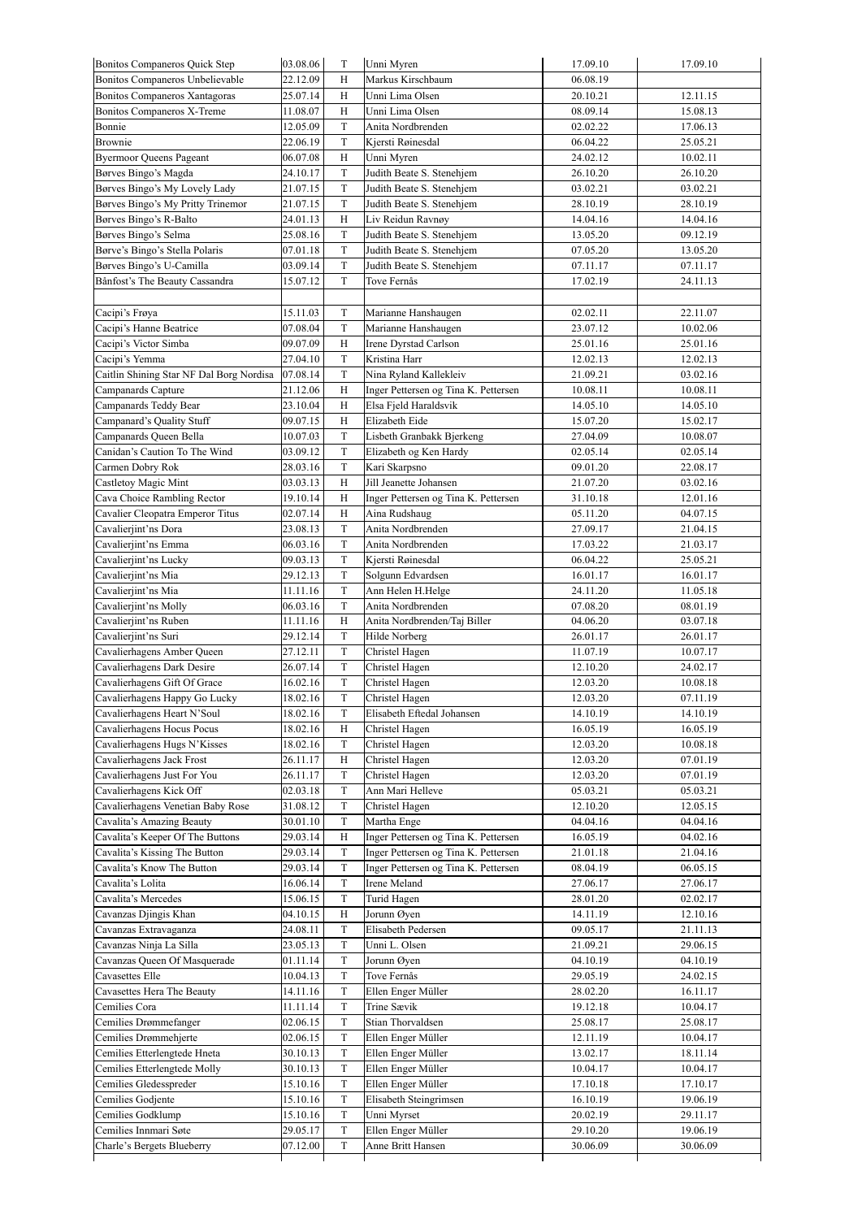| | | | | | |
|---|---|---|---|---|---|
| Bonitos Companeros Quick Step | 03.08.06 | T | Unni Myren | 17.09.10 | 17.09.10 |
| Bonitos Companeros Unbelievable | 22.12.09 | H | Markus Kirschbaum | 06.08.19 | |
| Bonitos Companeros Xantagoras | 25.07.14 | H | Unni Lima Olsen | 20.10.21 | 12.11.15 |
| Bonitos Companeros X-Treme | 11.08.07 | H | Unni Lima Olsen | 08.09.14 | 15.08.13 |
| Bonnie | 12.05.09 | T | Anita Nordbrenden | 02.02.22 | 17.06.13 |
| Brownie | 22.06.19 | T | Kjersti Røinesdal | 06.04.22 | 25.05.21 |
| Byermoor Queens Pageant | 06.07.08 | H | Unni Myren | 24.02.12 | 10.02.11 |
| Børves Bingo's Magda | 24.10.17 | T | Judith Beate S. Stenehjem | 26.10.20 | 26.10.20 |
| Børves Bingo's My Lovely Lady | 21.07.15 | T | Judith Beate S. Stenehjem | 03.02.21 | 03.02.21 |
| Børves Bingo's My Pritty Trinemor | 21.07.15 | T | Judith Beate S. Stenehjem | 28.10.19 | 28.10.19 |
| Børves Bingo's R-Balto | 24.01.13 | H | Liv Reidun Ravnøy | 14.04.16 | 14.04.16 |
| Børves Bingo's Selma | 25.08.16 | T | Judith Beate S. Stenehjem | 13.05.20 | 09.12.19 |
| Børve's Bingo's Stella Polaris | 07.01.18 | T | Judith Beate S. Stenehjem | 07.05.20 | 13.05.20 |
| Børves Bingo's U-Camilla | 03.09.14 | T | Judith Beate S. Stenehjem | 07.11.17 | 07.11.17 |
| Bånfost's The Beauty Cassandra | 15.07.12 | T | Tove Fernås | 17.02.19 | 24.11.13 |
| | | | | | |
| Cacipi's Frøya | 15.11.03 | T | Marianne Hanshaugen | 02.02.11 | 22.11.07 |
| Cacipi's Hanne Beatrice | 07.08.04 | T | Marianne Hanshaugen | 23.07.12 | 10.02.06 |
| Cacipi's Victor Simba | 09.07.09 | H | Irene Dyrstad Carlson | 25.01.16 | 25.01.16 |
| Cacipi's Yemma | 27.04.10 | T | Kristina Harr | 12.02.13 | 12.02.13 |
| Caitlin Shining Star NF Dal Borg Nordisa | 07.08.14 | T | Nina Ryland Kallekleiv | 21.09.21 | 03.02.16 |
| Campanards Capture | 21.12.06 | H | Inger Pettersen og Tina K. Pettersen | 10.08.11 | 10.08.11 |
| Campanards Teddy Bear | 23.10.04 | H | Elsa Fjeld Haraldsvik | 14.05.10 | 14.05.10 |
| Campanard's Quality Stuff | 09.07.15 | H | Elizabeth Eide | 15.07.20 | 15.02.17 |
| Campanards Queen Bella | 10.07.03 | T | Lisbeth Granbakk Bjerkeng | 27.04.09 | 10.08.07 |
| Canidan's Caution To The Wind | 03.09.12 | T | Elizabeth og Ken Hardy | 02.05.14 | 02.05.14 |
| Carmen Dobry Rok | 28.03.16 | T | Kari Skarpsno | 09.01.20 | 22.08.17 |
| Castletoy Magic Mint | 03.03.13 | H | Jill Jeanette Johansen | 21.07.20 | 03.02.16 |
| Cava Choice Rambling Rector | 19.10.14 | H | Inger Pettersen og Tina K. Pettersen | 31.10.18 | 12.01.16 |
| Cavalier Cleopatra Emperor Titus | 02.07.14 | H | Aina Rudshaug | 05.11.20 | 04.07.15 |
| Cavalierjint'ns Dora | 23.08.13 | T | Anita Nordbrenden | 27.09.17 | 21.04.15 |
| Cavalierjint'ns Emma | 06.03.16 | T | Anita Nordbrenden | 17.03.22 | 21.03.17 |
| Cavalierjint'ns Lucky | 09.03.13 | T | Kjersti Røinesdal | 06.04.22 | 25.05.21 |
| Cavalierjint'ns Mia | 29.12.13 | T | Solgunn Edvardsen | 16.01.17 | 16.01.17 |
| Cavalierjint'ns Mia | 11.11.16 | T | Ann Helen H.Helge | 24.11.20 | 11.05.18 |
| Cavalierjint'ns Molly | 06.03.16 | T | Anita Nordbrenden | 07.08.20 | 08.01.19 |
| Cavalierjint'ns Ruben | 11.11.16 | H | Anita Nordbrenden/Taj Biller | 04.06.20 | 03.07.18 |
| Cavalierjint'ns Suri | 29.12.14 | T | Hilde Norberg | 26.01.17 | 26.01.17 |
| Cavalierhagens Amber Queen | 27.12.11 | T | Christel Hagen | 11.07.19 | 10.07.17 |
| Cavalierhagens Dark Desire | 26.07.14 | T | Christel Hagen | 12.10.20 | 24.02.17 |
| Cavalierhagens Gift Of Grace | 16.02.16 | T | Christel Hagen | 12.03.20 | 10.08.18 |
| Cavalierhagens Happy Go Lucky | 18.02.16 | T | Christel Hagen | 12.03.20 | 07.11.19 |
| Cavalierhagens Heart N'Soul | 18.02.16 | T | Elisabeth Eftedal Johansen | 14.10.19 | 14.10.19 |
| Cavalierhagens Hocus Pocus | 18.02.16 | H | Christel Hagen | 16.05.19 | 16.05.19 |
| Cavalierhagens Hugs N'Kisses | 18.02.16 | T | Christel Hagen | 12.03.20 | 10.08.18 |
| Cavalierhagens Jack Frost | 26.11.17 | H | Christel Hagen | 12.03.20 | 07.01.19 |
| Cavalierhagens Just For You | 26.11.17 | T | Christel Hagen | 12.03.20 | 07.01.19 |
| Cavalierhagens Kick Off | 02.03.18 | T | Ann Mari Helleve | 05.03.21 | 05.03.21 |
| Cavalierhagens Venetian Baby Rose | 31.08.12 | T | Christel Hagen | 12.10.20 | 12.05.15 |
| Cavalita's Amazing Beauty | 30.01.10 | T | Martha Enge | 04.04.16 | 04.04.16 |
| Cavalita's Keeper Of The Buttons | 29.03.14 | H | Inger Pettersen og Tina K. Pettersen | 16.05.19 | 04.02.16 |
| Cavalita's Kissing The Button | 29.03.14 | T | Inger Pettersen og Tina K. Pettersen | 21.01.18 | 21.04.16 |
| Cavalita's Know The Button | 29.03.14 | T | Inger Pettersen og Tina K. Pettersen | 08.04.19 | 06.05.15 |
| Cavalita's Lolita | 16.06.14 | T | Irene Meland | 27.06.17 | 27.06.17 |
| Cavalita's Mercedes | 15.06.15 | T | Turid Hagen | 28.01.20 | 02.02.17 |
| Cavanzas Djingis Khan | 04.10.15 | H | Jorunn Øyen | 14.11.19 | 12.10.16 |
| Cavanzas Extravaganza | 24.08.11 | T | Elisabeth Pedersen | 09.05.17 | 21.11.13 |
| Cavanzas Ninja La Silla | 23.05.13 | T | Unni L. Olsen | 21.09.21 | 29.06.15 |
| Cavanzas Queen Of Masquerade | 01.11.14 | T | Jorunn Øyen | 04.10.19 | 04.10.19 |
| Cavasettes Elle | 10.04.13 | T | Tove Fernås | 29.05.19 | 24.02.15 |
| Cavasettes Hera The Beauty | 14.11.16 | T | Ellen Enger Müller | 28.02.20 | 16.11.17 |
| Cemilies Cora | 11.11.14 | T | Trine Sævik | 19.12.18 | 10.04.17 |
| Cemilies Drømmefanger | 02.06.15 | T | Stian Thorvaldsen | 25.08.17 | 25.08.17 |
| Cemilies Drømmehjerte | 02.06.15 | T | Ellen Enger Müller | 12.11.19 | 10.04.17 |
| Cemilies Etterlengtede Hneta | 30.10.13 | T | Ellen Enger Müller | 13.02.17 | 18.11.14 |
| Cemilies Etterlengtede Molly | 30.10.13 | T | Ellen Enger Müller | 10.04.17 | 10.04.17 |
| Cemilies Gledesspreder | 15.10.16 | T | Ellen Enger Müller | 17.10.18 | 17.10.17 |
| Cemilies Godjente | 15.10.16 | T | Elisabeth Steingrimsen | 16.10.19 | 19.06.19 |
| Cemilies Godklump | 15.10.16 | T | Unni Myrset | 20.02.19 | 29.11.17 |
| Cemilies Innmari Søte | 29.05.17 | T | Ellen Enger Müller | 29.10.20 | 19.06.19 |
| Charle's Bergets Blueberry | 07.12.00 | T | Anne Britt Hansen | 30.06.09 | 30.06.09 |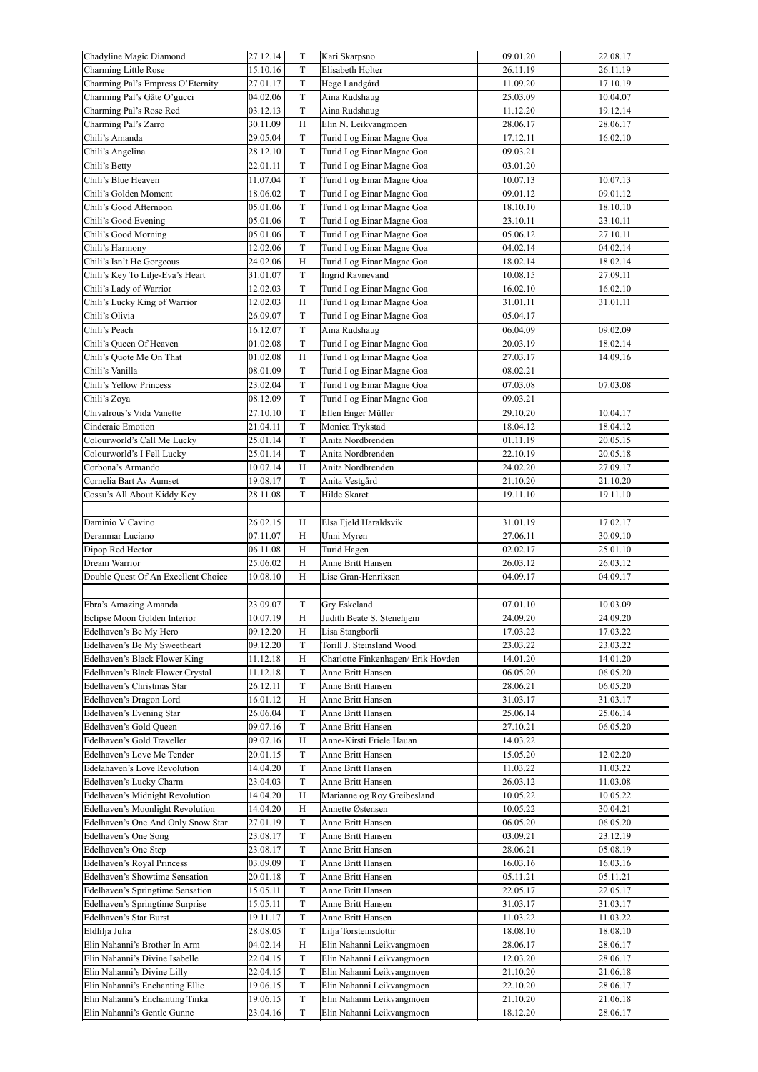| Chadyline Magic Diamond | 27.12.14 | T | Kari Skarpsno | 09.01.20 | 22.08.17 |
|---|---|---|---|---|---|
| Charming Little Rose | 15.10.16 | T | Elisabeth Holter | 26.11.19 | 26.11.19 |
| Charming Pal's Empress O'Eternity | 27.01.17 | T | Hege Landgård | 11.09.20 | 17.10.19 |
| Charming Pal's Gâte O'gucci | 04.02.06 | T | Aina Rudshaug | 25.03.09 | 10.04.07 |
| Charming Pal's Rose Red | 03.12.13 | T | Aina Rudshaug | 11.12.20 | 19.12.14 |
| Charming Pal's Zarro | 30.11.09 | H | Elin N. Leikvangmoen | 28.06.17 | 28.06.17 |
| Chili's Amanda | 29.05.04 | T | Turid I og Einar Magne Goa | 17.12.11 | 16.02.10 |
| Chili's Angelina | 28.12.10 | T | Turid I og Einar Magne Goa | 09.03.21 | |
| Chili's Betty | 22.01.11 | T | Turid I og Einar Magne Goa | 03.01.20 | |
| Chili's Blue Heaven | 11.07.04 | T | Turid I og Einar Magne Goa | 10.07.13 | 10.07.13 |
| Chili's Golden Moment | 18.06.02 | T | Turid I og Einar Magne Goa | 09.01.12 | 09.01.12 |
| Chili's Good Afternoon | 05.01.06 | T | Turid I og Einar Magne Goa | 18.10.10 | 18.10.10 |
| Chili's Good Evening | 05.01.06 | T | Turid I og Einar Magne Goa | 23.10.11 | 23.10.11 |
| Chili's Good Morning | 05.01.06 | T | Turid I og Einar Magne Goa | 05.06.12 | 27.10.11 |
| Chili's Harmony | 12.02.06 | T | Turid I og Einar Magne Goa | 04.02.14 | 04.02.14 |
| Chili's Isn't He Gorgeous | 24.02.06 | H | Turid I og Einar Magne Goa | 18.02.14 | 18.02.14 |
| Chili's Key To Lilje-Eva's Heart | 31.01.07 | T | Ingrid Ravnevand | 10.08.15 | 27.09.11 |
| Chili's Lady of Warrior | 12.02.03 | T | Turid I og Einar Magne Goa | 16.02.10 | 16.02.10 |
| Chili's Lucky King of Warrior | 12.02.03 | H | Turid I og Einar Magne Goa | 31.01.11 | 31.01.11 |
| Chili's Olivia | 26.09.07 | T | Turid I og Einar Magne Goa | 05.04.17 | |
| Chili's Peach | 16.12.07 | T | Aina Rudshaug | 06.04.09 | 09.02.09 |
| Chili's Queen Of Heaven | 01.02.08 | T | Turid I og Einar Magne Goa | 20.03.19 | 18.02.14 |
| Chili's Quote Me On That | 01.02.08 | H | Turid I og Einar Magne Goa | 27.03.17 | 14.09.16 |
| Chili's Vanilla | 08.01.09 | T | Turid I og Einar Magne Goa | 08.02.21 | |
| Chili's Yellow Princess | 23.02.04 | T | Turid I og Einar Magne Goa | 07.03.08 | 07.03.08 |
| Chili's Zoya | 08.12.09 | T | Turid I og Einar Magne Goa | 09.03.21 | |
| Chivalrous's Vida Vanette | 27.10.10 | T | Ellen Enger Müller | 29.10.20 | 10.04.17 |
| Cinderaic Emotion | 21.04.11 | T | Monica Trykstad | 18.04.12 | 18.04.12 |
| Colourworld's Call Me Lucky | 25.01.14 | T | Anita Nordbrenden | 01.11.19 | 20.05.15 |
| Colourworld's I Fell Lucky | 25.01.14 | T | Anita Nordbrenden | 22.10.19 | 20.05.18 |
| Corbona's Armando | 10.07.14 | H | Anita Nordbrenden | 24.02.20 | 27.09.17 |
| Cornelia Bart Av Aumset | 19.08.17 | T | Anita Vestgård | 21.10.20 | 21.10.20 |
| Cossu's All About Kiddy Key | 28.11.08 | T | Hilde Skaret | 19.11.10 | 19.11.10 |
| | | | | | |
| Daminio V Cavino | 26.02.15 | H | Elsa Fjeld Haraldsvik | 31.01.19 | 17.02.17 |
| Deranmar Luciano | 07.11.07 | H | Unni Myren | 27.06.11 | 30.09.10 |
| Dipop Red Hector | 06.11.08 | H | Turid Hagen | 02.02.17 | 25.01.10 |
| Dream Warrior | 25.06.02 | H | Anne Britt Hansen | 26.03.12 | 26.03.12 |
| Double Quest Of An Excellent Choice | 10.08.10 | H | Lise Gran-Henriksen | 04.09.17 | 04.09.17 |
| | | | | | |
| Ebra's Amazing Amanda | 23.09.07 | T | Gry Eskeland | 07.01.10 | 10.03.09 |
| Eclipse Moon Golden Interior | 10.07.19 | H | Judith Beate S. Stenehjem | 24.09.20 | 24.09.20 |
| Edelhaven's Be My Hero | 09.12.20 | H | Lisa Stangborli | 17.03.22 | 17.03.22 |
| Edelhaven's Be My Sweetheart | 09.12.20 | T | Torill J. Steinsland Wood | 23.03.22 | 23.03.22 |
| Edelhaven's Black Flower King | 11.12.18 | H | Charlotte Finkenhagen/ Erik Hovden | 14.01.20 | 14.01.20 |
| Edelhaven's Black Flower Crystal | 11.12.18 | T | Anne Britt Hansen | 06.05.20 | 06.05.20 |
| Edelhaven's Christmas Star | 26.12.11 | T | Anne Britt Hansen | 28.06.21 | 06.05.20 |
| Edelhaven's Dragon Lord | 16.01.12 | H | Anne Britt Hansen | 31.03.17 | 31.03.17 |
| Edelhaven's Evening Star | 26.06.04 | T | Anne Britt Hansen | 25.06.14 | 25.06.14 |
| Edelhaven's Gold Queen | 09.07.16 | T | Anne Britt Hansen | 27.10.21 | 06.05.20 |
| Edelhaven's Gold Traveller | 09.07.16 | H | Anne-Kirsti Friele Hauan | 14.03.22 | |
| Edelhaven's Love Me Tender | 20.01.15 | T | Anne Britt Hansen | 15.05.20 | 12.02.20 |
| Edelahaven's Love Revolution | 14.04.20 | T | Anne Britt Hansen | 11.03.22 | 11.03.22 |
| Edelhaven's Lucky Charm | 23.04.03 | T | Anne Britt Hansen | 26.03.12 | 11.03.08 |
| Edelhaven's Midnight Revolution | 14.04.20 | H | Marianne og Roy Greibesland | 10.05.22 | 10.05.22 |
| Edelhaven's Moonlight Revolution | 14.04.20 | H | Annette Østensen | 10.05.22 | 30.04.21 |
| Edelhaven's One And Only Snow Star | 27.01.19 | T | Anne Britt Hansen | 06.05.20 | 06.05.20 |
| Edelhaven's One Song | 23.08.17 | T | Anne Britt Hansen | 03.09.21 | 23.12.19 |
| Edelhaven's One Step | 23.08.17 | T | Anne Britt Hansen | 28.06.21 | 05.08.19 |
| Edelhaven's Royal Princess | 03.09.09 | T | Anne Britt Hansen | 16.03.16 | 16.03.16 |
| Edelhaven's Showtime Sensation | 20.01.18 | T | Anne Britt Hansen | 05.11.21 | 05.11.21 |
| Edelhaven's Springtime Sensation | 15.05.11 | T | Anne Britt Hansen | 22.05.17 | 22.05.17 |
| Edelhaven's Springtime Surprise | 15.05.11 | T | Anne Britt Hansen | 31.03.17 | 31.03.17 |
| Edelhaven's Star Burst | 19.11.17 | T | Anne Britt Hansen | 11.03.22 | 11.03.22 |
| Eldlilja Julia | 28.08.05 | T | Lilja Torsteinsdottir | 18.08.10 | 18.08.10 |
| Elin Nahanni's Brother In Arm | 04.02.14 | H | Elin Nahanni Leikvangmoen | 28.06.17 | 28.06.17 |
| Elin Nahanni's Divine Isabelle | 22.04.15 | T | Elin Nahanni Leikvangmoen | 12.03.20 | 28.06.17 |
| Elin Nahanni's Divine Lilly | 22.04.15 | T | Elin Nahanni Leikvangmoen | 21.10.20 | 21.06.18 |
| Elin Nahanni's Enchanting Ellie | 19.06.15 | T | Elin Nahanni Leikvangmoen | 22.10.20 | 28.06.17 |
| Elin Nahanni's Enchanting Tinka | 19.06.15 | T | Elin Nahanni Leikvangmoen | 21.10.20 | 21.06.18 |
| Elin Nahanni's Gentle Gunne | 23.04.16 | T | Elin Nahanni Leikvangmoen | 18.12.20 | 28.06.17 |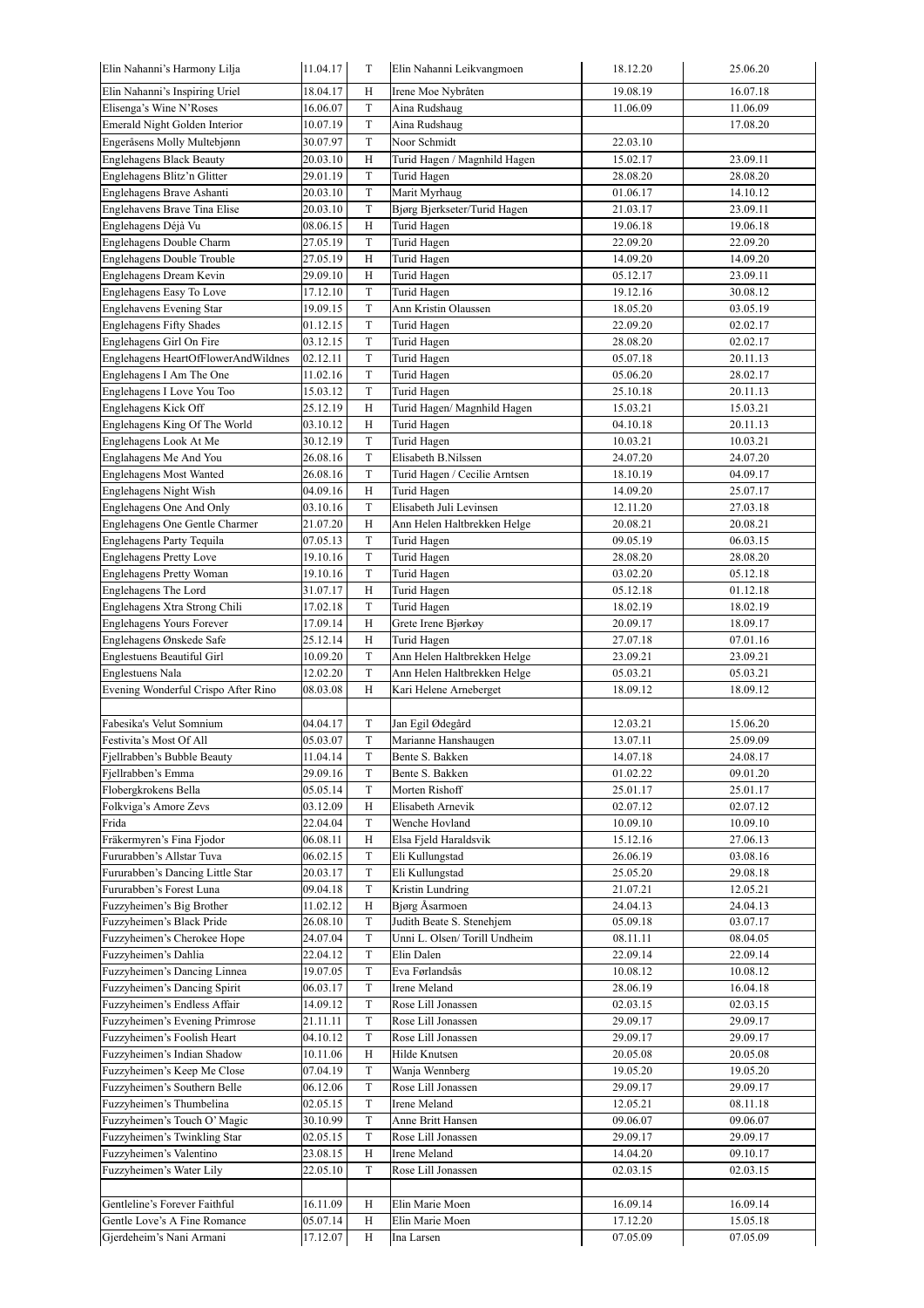| | | | | | |
|---|---|---|---|---|---|
| Elin Nahanni's Harmony Lilja | 11.04.17 | T | Elin Nahanni Leikvangmoen | 18.12.20 | 25.06.20 |
| Elin Nahanni's Inspiring Uriel | 18.04.17 | H | Irene Moe Nybråten | 19.08.19 | 16.07.18 |
| Elisenga's Wine N'Roses | 16.06.07 | T | Aina Rudshaug | 11.06.09 | 11.06.09 |
| Emerald Night Golden Interior | 10.07.19 | T | Aina Rudshaug | | 17.08.20 |
| Engeråsens Molly Multebjønn | 30.07.97 | T | Noor Schmidt | 22.03.10 | |
| Englehagens Black Beauty | 20.03.10 | H | Turid Hagen / Magnhild Hagen | 15.02.17 | 23.09.11 |
| Englehagens Blitz'n Glitter | 29.01.19 | T | Turid Hagen | 28.08.20 | 28.08.20 |
| Englehagens Brave Ashanti | 20.03.10 | T | Marit Myrhaug | 01.06.17 | 14.10.12 |
| Englehavens Brave Tina Elise | 20.03.10 | T | Bjørg Bjerkseter/Turid Hagen | 21.03.17 | 23.09.11 |
| Englehagens Déjà Vu | 08.06.15 | H | Turid Hagen | 19.06.18 | 19.06.18 |
| Englehagens Double Charm | 27.05.19 | T | Turid Hagen | 22.09.20 | 22.09.20 |
| Englehagens Double Trouble | 27.05.19 | H | Turid Hagen | 14.09.20 | 14.09.20 |
| Englehagens Dream Kevin | 29.09.10 | H | Turid Hagen | 05.12.17 | 23.09.11 |
| Englehagens Easy To Love | 17.12.10 | T | Turid Hagen | 19.12.16 | 30.08.12 |
| Englehavens Evening Star | 19.09.15 | T | Ann Kristin Olaussen | 18.05.20 | 03.05.19 |
| Englehagens Fifty Shades | 01.12.15 | T | Turid Hagen | 22.09.20 | 02.02.17 |
| Englehagens Girl On Fire | 03.12.15 | T | Turid Hagen | 28.08.20 | 02.02.17 |
| Englehagens HeartOfFlowerAndWildnes | 02.12.11 | T | Turid Hagen | 05.07.18 | 20.11.13 |
| Englehagens I Am The One | 11.02.16 | T | Turid Hagen | 05.06.20 | 28.02.17 |
| Englehagens I Love You Too | 15.03.12 | T | Turid Hagen | 25.10.18 | 20.11.13 |
| Englehagens Kick Off | 25.12.19 | H | Turid Hagen/ Magnhild Hagen | 15.03.21 | 15.03.21 |
| Englehagens King Of The World | 03.10.12 | H | Turid Hagen | 04.10.18 | 20.11.13 |
| Englehagens Look At Me | 30.12.19 | T | Turid Hagen | 10.03.21 | 10.03.21 |
| Englahagens Me And You | 26.08.16 | T | Elisabeth B.Nilssen | 24.07.20 | 24.07.20 |
| Englehagens Most Wanted | 26.08.16 | T | Turid Hagen / Cecilie Arntsen | 18.10.19 | 04.09.17 |
| Englehagens Night Wish | 04.09.16 | H | Turid Hagen | 14.09.20 | 25.07.17 |
| Englehagens One And Only | 03.10.16 | T | Elisabeth Juli Levinsen | 12.11.20 | 27.03.18 |
| Englehagens One Gentle Charmer | 21.07.20 | H | Ann Helen Haltbrekken Helge | 20.08.21 | 20.08.21 |
| Englehagens Party Tequila | 07.05.13 | T | Turid Hagen | 09.05.19 | 06.03.15 |
| Englehagens Pretty Love | 19.10.16 | T | Turid Hagen | 28.08.20 | 28.08.20 |
| Englehagens Pretty Woman | 19.10.16 | T | Turid Hagen | 03.02.20 | 05.12.18 |
| Englehagens The Lord | 31.07.17 | H | Turid Hagen | 05.12.18 | 01.12.18 |
| Englehagens Xtra Strong Chili | 17.02.18 | T | Turid Hagen | 18.02.19 | 18.02.19 |
| Englehagens Yours Forever | 17.09.14 | H | Grete Irene Bjørkøy | 20.09.17 | 18.09.17 |
| Englehagens Ønskede Safe | 25.12.14 | H | Turid Hagen | 27.07.18 | 07.01.16 |
| Englestuens Beautiful Girl | 10.09.20 | T | Ann Helen Haltbrekken Helge | 23.09.21 | 23.09.21 |
| Englestuens Nala | 12.02.20 | T | Ann Helen Haltbrekken Helge | 05.03.21 | 05.03.21 |
| Evening Wonderful Crispo After Rino | 08.03.08 | H | Kari Helene Arneberget | 18.09.12 | 18.09.12 |
| | | | | | |
| Fabesika's Velut Somnium | 04.04.17 | T | Jan Egil Ødegård | 12.03.21 | 15.06.20 |
| Festivita's Most Of All | 05.03.07 | T | Marianne Hanshaugen | 13.07.11 | 25.09.09 |
| Fjellrabben's Bubble Beauty | 11.04.14 | T | Bente S. Bakken | 14.07.18 | 24.08.17 |
| Fjellrabben's Emma | 29.09.16 | T | Bente S. Bakken | 01.02.22 | 09.01.20 |
| Flobergkrokens Bella | 05.05.14 | T | Morten Rishoff | 25.01.17 | 25.01.17 |
| Folkviga's Amore Zevs | 03.12.09 | H | Elisabeth Arnevik | 02.07.12 | 02.07.12 |
| Frida | 22.04.04 | T | Wenche Hovland | 10.09.10 | 10.09.10 |
| Fräkermyren's Fina Fjodor | 06.08.11 | H | Elsa Fjeld Haraldsvik | 15.12.16 | 27.06.13 |
| Fururabben's Allstar Tuva | 06.02.15 | T | Eli Kullungstad | 26.06.19 | 03.08.16 |
| Fururabben's Dancing Little Star | 20.03.17 | T | Eli Kullungstad | 25.05.20 | 29.08.18 |
| Fururabben's Forest Luna | 09.04.18 | T | Kristin Lundring | 21.07.21 | 12.05.21 |
| Fuzzyheimen's Big Brother | 11.02.12 | H | Bjørg Åsarmoen | 24.04.13 | 24.04.13 |
| Fuzzyheimen's Black Pride | 26.08.10 | T | Judith Beate S. Stenehjem | 05.09.18 | 03.07.17 |
| Fuzzyheimen's Cherokee Hope | 24.07.04 | T | Unni L. Olsen/ Torill Undheim | 08.11.11 | 08.04.05 |
| Fuzzyheimen's Dahlia | 22.04.12 | T | Elin Dalen | 22.09.14 | 22.09.14 |
| Fuzzyheimen's Dancing Linnea | 19.07.05 | T | Eva Førlandsås | 10.08.12 | 10.08.12 |
| Fuzzyheimen's Dancing Spirit | 06.03.17 | T | Irene Meland | 28.06.19 | 16.04.18 |
| Fuzzyheimen's Endless Affair | 14.09.12 | T | Rose Lill Jonassen | 02.03.15 | 02.03.15 |
| Fuzzyheimen's Evening Primrose | 21.11.11 | T | Rose Lill Jonassen | 29.09.17 | 29.09.17 |
| Fuzzyheimen's Foolish Heart | 04.10.12 | T | Rose Lill Jonassen | 29.09.17 | 29.09.17 |
| Fuzzyheimen's Indian Shadow | 10.11.06 | H | Hilde Knutsen | 20.05.08 | 20.05.08 |
| Fuzzyheimen's Keep Me Close | 07.04.19 | T | Wanja Wennberg | 19.05.20 | 19.05.20 |
| Fuzzyheimen's Southern Belle | 06.12.06 | T | Rose Lill Jonassen | 29.09.17 | 29.09.17 |
| Fuzzyheimen's Thumbelina | 02.05.15 | T | Irene Meland | 12.05.21 | 08.11.18 |
| Fuzzyheimen's Touch O' Magic | 30.10.99 | T | Anne Britt Hansen | 09.06.07 | 09.06.07 |
| Fuzzyheimen's Twinkling Star | 02.05.15 | T | Rose Lill Jonassen | 29.09.17 | 29.09.17 |
| Fuzzyheimen's Valentino | 23.08.15 | H | Irene Meland | 14.04.20 | 09.10.17 |
| Fuzzyheimen's Water Lily | 22.05.10 | T | Rose Lill Jonassen | 02.03.15 | 02.03.15 |
| | | | | | |
| Gentleline's Forever Faithful | 16.11.09 | H | Elin Marie Moen | 16.09.14 | 16.09.14 |
| Gentle Love's A Fine Romance | 05.07.14 | H | Elin Marie Moen | 17.12.20 | 15.05.18 |
| Gjerdeheim's Nani Armani | 17.12.07 | H | Ina Larsen | 07.05.09 | 07.05.09 |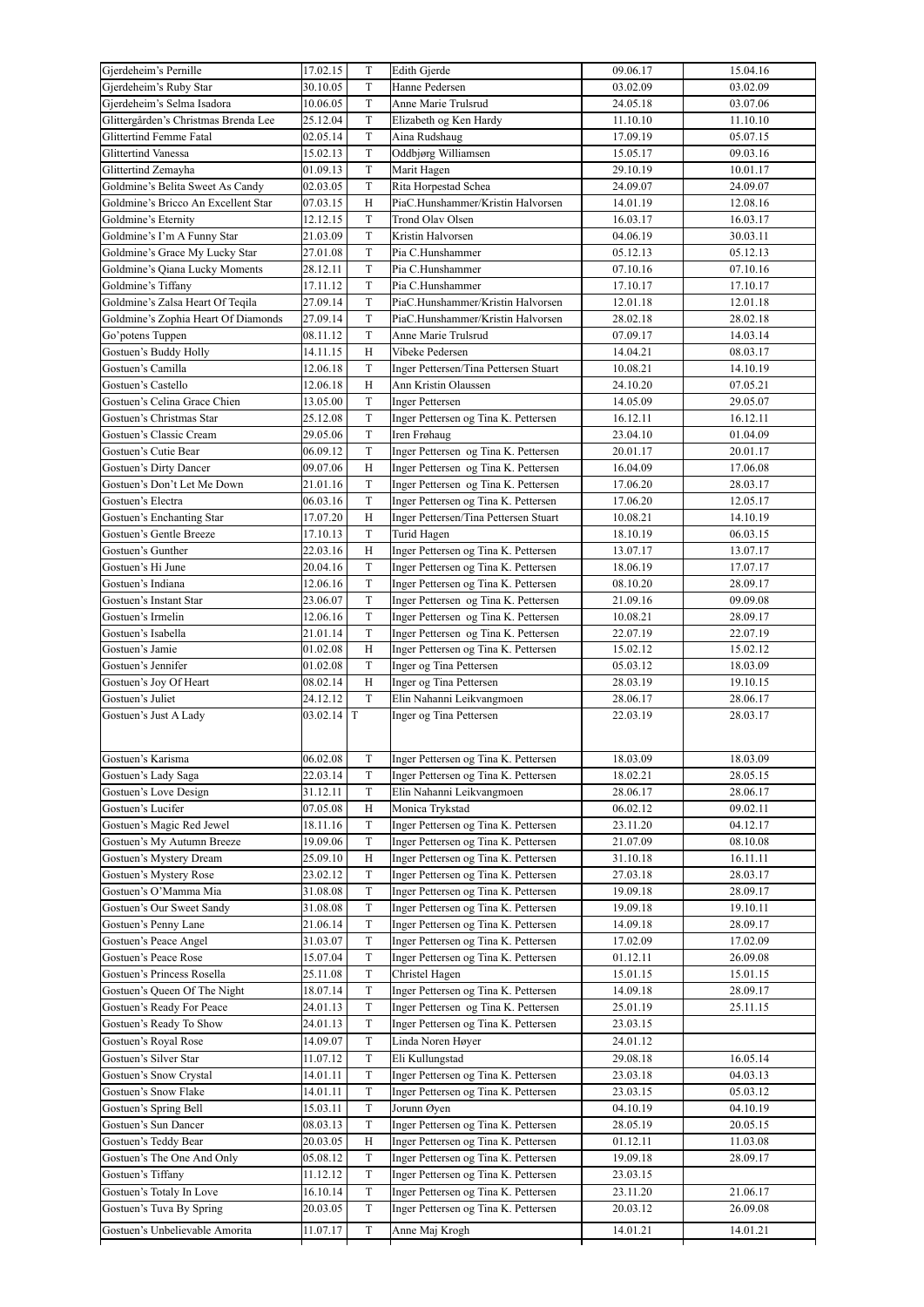| Gjerdeheim's Pernille | 17.02.15 | T | Edith Gjerde | 09.06.17 | 15.04.16 |
|---|---|---|---|---|---|
| Gjerdeheim's Ruby Star | 30.10.05 | T | Hanne Pedersen | 03.02.09 | 03.02.09 |
| Gjerdeheim's Selma Isadora | 10.06.05 | T | Anne Marie Trulsrud | 24.05.18 | 03.07.06 |
| Glittergården's Christmas Brenda Lee | 25.12.04 | T | Elizabeth og Ken Hardy | 11.10.10 | 11.10.10 |
| Glittertind Femme Fatal | 02.05.14 | T | Aina Rudshaug | 17.09.19 | 05.07.15 |
| Glittertind Vanessa | 15.02.13 | T | Oddbjørg Williamsen | 15.05.17 | 09.03.16 |
| Glittertind Zemayha | 01.09.13 | T | Marit Hagen | 29.10.19 | 10.01.17 |
| Goldmine's Belita Sweet As Candy | 02.03.05 | T | Rita Horpestad Schea | 24.09.07 | 24.09.07 |
| Goldmine's Bricco An Excellent Star | 07.03.15 | H | PiaC.Hunshammer/Kristin Halvorsen | 14.01.19 | 12.08.16 |
| Goldmine's Eternity | 12.12.15 | T | Trond Olav Olsen | 16.03.17 | 16.03.17 |
| Goldmine's I'm A Funny Star | 21.03.09 | T | Kristin Halvorsen | 04.06.19 | 30.03.11 |
| Goldmine's Grace My Lucky Star | 27.01.08 | T | Pia C.Hunshammer | 05.12.13 | 05.12.13 |
| Goldmine's Qiana Lucky Moments | 28.12.11 | T | Pia C.Hunshammer | 07.10.16 | 07.10.16 |
| Goldmine's Tiffany | 17.11.12 | T | Pia C.Hunshammer | 17.10.17 | 17.10.17 |
| Goldmine's Zalsa Heart Of Teqila | 27.09.14 | T | PiaC.Hunshammer/Kristin Halvorsen | 12.01.18 | 12.01.18 |
| Goldmine's Zophia Heart Of Diamonds | 27.09.14 | T | PiaC.Hunshammer/Kristin Halvorsen | 28.02.18 | 28.02.18 |
| Go'potens Tuppen | 08.11.12 | T | Anne Marie Trulsrud | 07.09.17 | 14.03.14 |
| Gostuen's Buddy Holly | 14.11.15 | H | Vibeke Pedersen | 14.04.21 | 08.03.17 |
| Gostuen's Camilla | 12.06.18 | T | Inger Pettersen/Tina Pettersen Stuart | 10.08.21 | 14.10.19 |
| Gostuen's Castello | 12.06.18 | H | Ann Kristin Olaussen | 24.10.20 | 07.05.21 |
| Gostuen's Celina Grace Chien | 13.05.00 | T | Inger Pettersen | 14.05.09 | 29.05.07 |
| Gostuen's Christmas Star | 25.12.08 | T | Inger Pettersen og Tina K. Pettersen | 16.12.11 | 16.12.11 |
| Gostuen's Classic Cream | 29.05.06 | T | Iren Frøhaug | 23.04.10 | 01.04.09 |
| Gostuen's Cutie Bear | 06.09.12 | T | Inger Pettersen og Tina K. Pettersen | 20.01.17 | 20.01.17 |
| Gostuen's Dirty Dancer | 09.07.06 | H | Inger Pettersen og Tina K. Pettersen | 16.04.09 | 17.06.08 |
| Gostuen's Don't Let Me Down | 21.01.16 | T | Inger Pettersen og Tina K. Pettersen | 17.06.20 | 28.03.17 |
| Gostuen's Electra | 06.03.16 | T | Inger Pettersen og Tina K. Pettersen | 17.06.20 | 12.05.17 |
| Gostuen's Enchanting Star | 17.07.20 | H | Inger Pettersen/Tina Pettersen Stuart | 10.08.21 | 14.10.19 |
| Gostuen's Gentle Breeze | 17.10.13 | T | Turid Hagen | 18.10.19 | 06.03.15 |
| Gostuen's Gunther | 22.03.16 | H | Inger Pettersen og Tina K. Pettersen | 13.07.17 | 13.07.17 |
| Gostuen's Hi June | 20.04.16 | T | Inger Pettersen og Tina K. Pettersen | 18.06.19 | 17.07.17 |
| Gostuen's Indiana | 12.06.16 | T | Inger Pettersen og Tina K. Pettersen | 08.10.20 | 28.09.17 |
| Gostuen's Instant Star | 23.06.07 | T | Inger Pettersen og Tina K. Pettersen | 21.09.16 | 09.09.08 |
| Gostuen's Irmelin | 12.06.16 | T | Inger Pettersen og Tina K. Pettersen | 10.08.21 | 28.09.17 |
| Gostuen's Isabella | 21.01.14 | T | Inger Pettersen og Tina K. Pettersen | 22.07.19 | 22.07.19 |
| Gostuen's Jamie | 01.02.08 | H | Inger Pettersen og Tina K. Pettersen | 15.02.12 | 15.02.12 |
| Gostuen's Jennifer | 01.02.08 | T | Inger og Tina Pettersen | 05.03.12 | 18.03.09 |
| Gostuen's Joy Of Heart | 08.02.14 | H | Inger og Tina Pettersen | 28.03.19 | 19.10.15 |
| Gostuen's Juliet | 24.12.12 | T | Elin Nahanni Leikvangmoen | 28.06.17 | 28.06.17 |
| Gostuen's Just A Lady | 03.02.14 | T | Inger og Tina Pettersen | 22.03.19 | 28.03.17 |
| Gostuen's Karisma | 06.02.08 | T | Inger Pettersen og Tina K. Pettersen | 18.03.09 | 18.03.09 |
| Gostuen's Lady Saga | 22.03.14 | T | Inger Pettersen og Tina K. Pettersen | 18.02.21 | 28.05.15 |
| Gostuen's Love Design | 31.12.11 | T | Elin Nahanni Leikvangmoen | 28.06.17 | 28.06.17 |
| Gostuen's Lucifer | 07.05.08 | H | Monica Trykstad | 06.02.12 | 09.02.11 |
| Gostuen's Magic Red Jewel | 18.11.16 | T | Inger Pettersen og Tina K. Pettersen | 23.11.20 | 04.12.17 |
| Gostuen's My Autumn Breeze | 19.09.06 | T | Inger Pettersen og Tina K. Pettersen | 21.07.09 | 08.10.08 |
| Gostuen's Mystery Dream | 25.09.10 | H | Inger Pettersen og Tina K. Pettersen | 31.10.18 | 16.11.11 |
| Gostuen's Mystery Rose | 23.02.12 | T | Inger Pettersen og Tina K. Pettersen | 27.03.18 | 28.03.17 |
| Gostuen's O'Mamma Mia | 31.08.08 | T | Inger Pettersen og Tina K. Pettersen | 19.09.18 | 28.09.17 |
| Gostuen's Our Sweet Sandy | 31.08.08 | T | Inger Pettersen og Tina K. Pettersen | 19.09.18 | 19.10.11 |
| Gostuen's Penny Lane | 21.06.14 | T | Inger Pettersen og Tina K. Pettersen | 14.09.18 | 28.09.17 |
| Gostuen's Peace Angel | 31.03.07 | T | Inger Pettersen og Tina K. Pettersen | 17.02.09 | 17.02.09 |
| Gostuen's Peace Rose | 15.07.04 | T | Inger Pettersen og Tina K. Pettersen | 01.12.11 | 26.09.08 |
| Gostuen's Princess Rosella | 25.11.08 | T | Christel Hagen | 15.01.15 | 15.01.15 |
| Gostuen's Queen Of The Night | 18.07.14 | T | Inger Pettersen og Tina K. Pettersen | 14.09.18 | 28.09.17 |
| Gostuen's Ready For Peace | 24.01.13 | T | Inger Pettersen og Tina K. Pettersen | 25.01.19 | 25.11.15 |
| Gostuen's Ready To Show | 24.01.13 | T | Inger Pettersen og Tina K. Pettersen | 23.03.15 | |
| Gostuen's Royal Rose | 14.09.07 | T | Linda Noren Høyer | 24.01.12 | |
| Gostuen's Silver Star | 11.07.12 | T | Eli Kullungstad | 29.08.18 | 16.05.14 |
| Gostuen's Snow Crystal | 14.01.11 | T | Inger Pettersen og Tina K. Pettersen | 23.03.18 | 04.03.13 |
| Gostuen's Snow Flake | 14.01.11 | T | Inger Pettersen og Tina K. Pettersen | 23.03.15 | 05.03.12 |
| Gostuen's Spring Bell | 15.03.11 | T | Jorunn Øyen | 04.10.19 | 04.10.19 |
| Gostuen's Sun Dancer | 08.03.13 | T | Inger Pettersen og Tina K. Pettersen | 28.05.19 | 20.05.15 |
| Gostuen's Teddy Bear | 20.03.05 | H | Inger Pettersen og Tina K. Pettersen | 01.12.11 | 11.03.08 |
| Gostuen's The One And Only | 05.08.12 | T | Inger Pettersen og Tina K. Pettersen | 19.09.18 | 28.09.17 |
| Gostuen's Tiffany | 11.12.12 | T | Inger Pettersen og Tina K. Pettersen | 23.03.15 | |
| Gostuen's Totaly In Love | 16.10.14 | T | Inger Pettersen og Tina K. Pettersen | 23.11.20 | 21.06.17 |
| Gostuen's Tuva By Spring | 20.03.05 | T | Inger Pettersen og Tina K. Pettersen | 20.03.12 | 26.09.08 |
| Gostuen's Unbelievable Amorita | 11.07.17 | T | Anne Maj Krogh | 14.01.21 | 14.01.21 |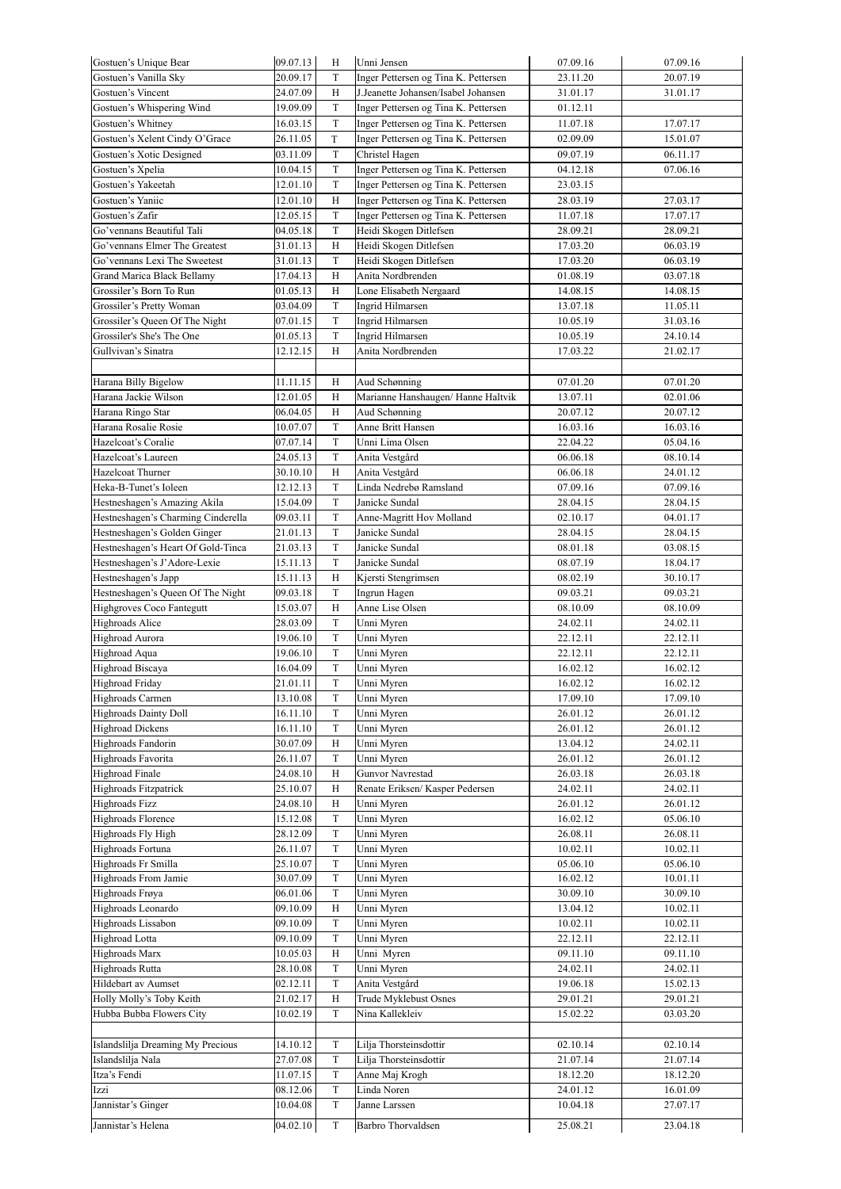| | | | | | |
|---|---|---|---|---|---|
| Gostuen's Unique Bear | 09.07.13 | H | Unni Jensen | 07.09.16 | 07.09.16 |
| Gostuen's Vanilla Sky | 20.09.17 | T | Inger Pettersen og Tina K. Pettersen | 23.11.20 | 20.07.19 |
| Gostuen's Vincent | 24.07.09 | H | J.Jeanette Johansen/Isabel Johansen | 31.01.17 | 31.01.17 |
| Gostuen's Whispering Wind | 19.09.09 | T | Inger Pettersen og Tina K. Pettersen | 01.12.11 | |
| Gostuen's Whitney | 16.03.15 | T | Inger Pettersen og Tina K. Pettersen | 11.07.18 | 17.07.17 |
| Gostuen's Xelent Cindy O'Grace | 26.11.05 | T | Inger Pettersen og Tina K. Pettersen | 02.09.09 | 15.01.07 |
| Gostuen's Xotic Designed | 03.11.09 | T | Christel Hagen | 09.07.19 | 06.11.17 |
| Gostuen's Xpelia | 10.04.15 | T | Inger Pettersen og Tina K. Pettersen | 04.12.18 | 07.06.16 |
| Gostuen's Yakeetah | 12.01.10 | T | Inger Pettersen og Tina K. Pettersen | 23.03.15 | |
| Gostuen's Yaniic | 12.01.10 | H | Inger Pettersen og Tina K. Pettersen | 28.03.19 | 27.03.17 |
| Gostuen's Zafir | 12.05.15 | T | Inger Pettersen og Tina K. Pettersen | 11.07.18 | 17.07.17 |
| Go'vennans Beautiful Tali | 04.05.18 | T | Heidi Skogen Ditlefsen | 28.09.21 | 28.09.21 |
| Go'vennans Elmer The Greatest | 31.01.13 | H | Heidi Skogen Ditlefsen | 17.03.20 | 06.03.19 |
| Go'vennans Lexi The Sweetest | 31.01.13 | T | Heidi Skogen Ditlefsen | 17.03.20 | 06.03.19 |
| Grand Marica Black Bellamy | 17.04.13 | H | Anita Nordbrenden | 01.08.19 | 03.07.18 |
| Grossiler's Born To Run | 01.05.13 | H | Lone Elisabeth Nergaard | 14.08.15 | 14.08.15 |
| Grossiler's Pretty Woman | 03.04.09 | T | Ingrid Hilmarsen | 13.07.18 | 11.05.11 |
| Grossiler's Queen Of The Night | 07.01.15 | T | Ingrid Hilmarsen | 10.05.19 | 31.03.16 |
| Grossiler's She's The One | 01.05.13 | T | Ingrid Hilmarsen | 10.05.19 | 24.10.14 |
| Gullvivan's Sinatra | 12.12.15 | H | Anita Nordbrenden | 17.03.22 | 21.02.17 |
| | | | | | |
| Harana Billy Bigelow | 11.11.15 | H | Aud Schønning | 07.01.20 | 07.01.20 |
| Harana Jackie Wilson | 12.01.05 | H | Marianne Hanshaugen/ Hanne Haltvik | 13.07.11 | 02.01.06 |
| Harana Ringo Star | 06.04.05 | H | Aud Schønning | 20.07.12 | 20.07.12 |
| Harana Rosalie Rosie | 10.07.07 | T | Anne Britt Hansen | 16.03.16 | 16.03.16 |
| Hazelcoat's Coralie | 07.07.14 | T | Unni Lima Olsen | 22.04.22 | 05.04.16 |
| Hazelcoat's Laureen | 24.05.13 | T | Anita Vestgård | 06.06.18 | 08.10.14 |
| Hazelcoat Thurner | 30.10.10 | H | Anita Vestgård | 06.06.18 | 24.01.12 |
| Heka-B-Tunet's Ioleen | 12.12.13 | T | Linda Nedrebø Ramsland | 07.09.16 | 07.09.16 |
| Hestneshagen's Amazing Akila | 15.04.09 | T | Janicke Sundal | 28.04.15 | 28.04.15 |
| Hestneshagen's Charming Cinderella | 09.03.11 | T | Anne-Magritt Hov Molland | 02.10.17 | 04.01.17 |
| Hestneshagen's Golden Ginger | 21.01.13 | T | Janicke Sundal | 28.04.15 | 28.04.15 |
| Hestneshagen's Heart Of Gold-Tinca | 21.03.13 | T | Janicke Sundal | 08.01.18 | 03.08.15 |
| Hestneshagen's J'Adore-Lexie | 15.11.13 | T | Janicke Sundal | 08.07.19 | 18.04.17 |
| Hestneshagen's Japp | 15.11.13 | H | Kjersti Stengrimsen | 08.02.19 | 30.10.17 |
| Hestneshagen's Queen Of The Night | 09.03.18 | T | Ingrun Hagen | 09.03.21 | 09.03.21 |
| Highgroves Coco Fantegutt | 15.03.07 | H | Anne Lise Olsen | 08.10.09 | 08.10.09 |
| Highroads Alice | 28.03.09 | T | Unni Myren | 24.02.11 | 24.02.11 |
| Highroad Aurora | 19.06.10 | T | Unni Myren | 22.12.11 | 22.12.11 |
| Highroad Aqua | 19.06.10 | T | Unni Myren | 22.12.11 | 22.12.11 |
| Highroad Biscaya | 16.04.09 | T | Unni Myren | 16.02.12 | 16.02.12 |
| Highroad Friday | 21.01.11 | T | Unni Myren | 16.02.12 | 16.02.12 |
| Highroads Carmen | 13.10.08 | T | Unni Myren | 17.09.10 | 17.09.10 |
| Highroads Dainty Doll | 16.11.10 | T | Unni Myren | 26.01.12 | 26.01.12 |
| Highroad Dickens | 16.11.10 | T | Unni Myren | 26.01.12 | 26.01.12 |
| Highroads Fandorin | 30.07.09 | H | Unni Myren | 13.04.12 | 24.02.11 |
| Highroads Favorita | 26.11.07 | T | Unni Myren | 26.01.12 | 26.01.12 |
| Highroad Finale | 24.08.10 | H | Gunvor Navrestad | 26.03.18 | 26.03.18 |
| Highroads Fitzpatrick | 25.10.07 | H | Renate Eriksen/ Kasper Pedersen | 24.02.11 | 24.02.11 |
| Highroads Fizz | 24.08.10 | H | Unni Myren | 26.01.12 | 26.01.12 |
| Highroads Florence | 15.12.08 | T | Unni Myren | 16.02.12 | 05.06.10 |
| Highroads Fly High | 28.12.09 | T | Unni Myren | 26.08.11 | 26.08.11 |
| Highroads Fortuna | 26.11.07 | T | Unni Myren | 10.02.11 | 10.02.11 |
| Highroads Fr Smilla | 25.10.07 | T | Unni Myren | 05.06.10 | 05.06.10 |
| Highroads From Jamie | 30.07.09 | T | Unni Myren | 16.02.12 | 10.01.11 |
| Highroads Frøya | 06.01.06 | T | Unni Myren | 30.09.10 | 30.09.10 |
| Highroads Leonardo | 09.10.09 | H | Unni Myren | 13.04.12 | 10.02.11 |
| Highroads Lissabon | 09.10.09 | T | Unni Myren | 10.02.11 | 10.02.11 |
| Highroad Lotta | 09.10.09 | T | Unni Myren | 22.12.11 | 22.12.11 |
| Highroads Marx | 10.05.03 | H | Unni Myren | 09.11.10 | 09.11.10 |
| Highroads Rutta | 28.10.08 | T | Unni Myren | 24.02.11 | 24.02.11 |
| Hildebart av Aumset | 02.12.11 | T | Anita Vestgård | 19.06.18 | 15.02.13 |
| Holly Molly's Toby Keith | 21.02.17 | H | Trude Myklebust Osnes | 29.01.21 | 29.01.21 |
| Hubba Bubba Flowers City | 10.02.19 | T | Nina Kallekleiv | 15.02.22 | 03.03.20 |
| | | | | | |
| Islandslilja Dreaming My Precious | 14.10.12 | T | Lilja Thorsteinsdottir | 02.10.14 | 02.10.14 |
| Islandslilja Nala | 27.07.08 | T | Lilja Thorsteinsdottir | 21.07.14 | 21.07.14 |
| Itza's Fendi | 11.07.15 | T | Anne Maj Krogh | 18.12.20 | 18.12.20 |
| Izzi | 08.12.06 | T | Linda Noren | 24.01.12 | 16.01.09 |
| Jannistar's Ginger | 10.04.08 | T | Janne Larssen | 10.04.18 | 27.07.17 |
| Jannistar's Helena | 04.02.10 | T | Barbro Thorvaldsen | 25.08.21 | 23.04.18 |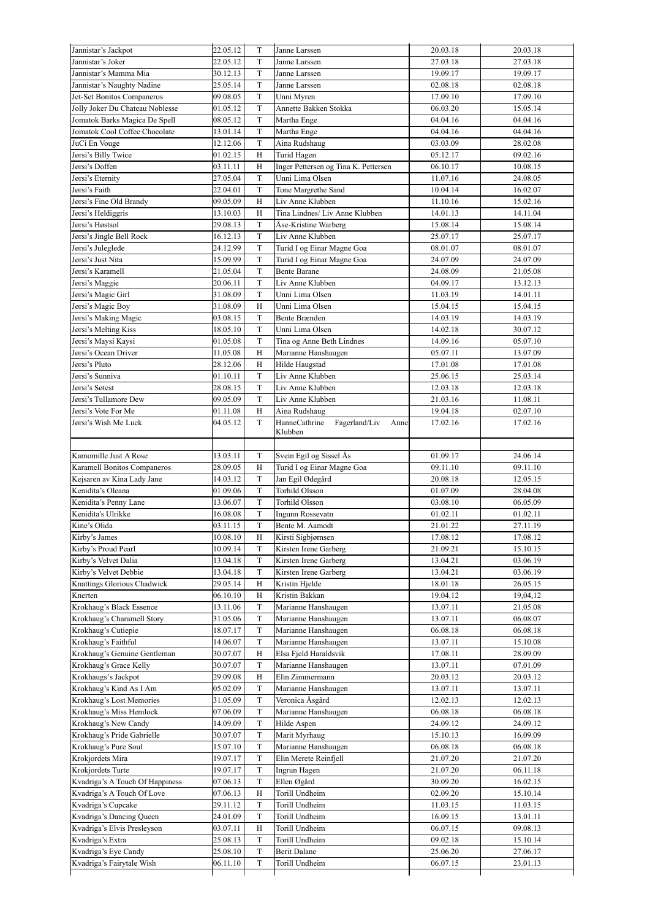| | | | | | |
|---|---|---|---|---|---|
| Jannistar's Jackpot | 22.05.12 | T | Janne Larssen | 20.03.18 | 20.03.18 |
| Jannistar's Joker | 22.05.12 | T | Janne Larssen | 27.03.18 | 27.03.18 |
| Jannistar's Mamma Mia | 30.12.13 | T | Janne Larssen | 19.09.17 | 19.09.17 |
| Jannistar's Naughty Nadine | 25.05.14 | T | Janne Larssen | 02.08.18 | 02.08.18 |
| Jet-Set Bonitos Companeros | 09.08.05 | T | Unni Myren | 17.09.10 | 17.09.10 |
| Jolly Joker Du Chateau Noblesse | 01.05.12 | T | Annette Bakken Stokka | 06.03.20 | 15.05.14 |
| Jomatok Barks Magica De Spell | 08.05.12 | T | Martha Enge | 04.04.16 | 04.04.16 |
| Jomatok Cool Coffee Chocolate | 13.01.14 | T | Martha Enge | 04.04.16 | 04.04.16 |
| JuCi En Vouge | 12.12.06 | T | Aina Rudshaug | 03.03.09 | 28.02.08 |
| Jørsi's Billy Twice | 01.02.15 | H | Turid Hagen | 05.12.17 | 09.02.16 |
| Jørsi's Doffen | 03.11.11 | H | Inger Pettersen og Tina K. Pettersen | 06.10.17 | 10.08.15 |
| Jørsi's Eternity | 27.05.04 | T | Unni Lima Olsen | 11.07.16 | 24.08.05 |
| Jørsi's Faith | 22.04.01 | T | Tone Margrethe Sand | 10.04.14 | 16.02.07 |
| Jørsi's Fine Old Brandy | 09.05.09 | H | Liv Anne Klubben | 11.10.16 | 15.02.16 |
| Jørsi's Heldiggris | 13.10.03 | H | Tina Lindnes/ Liv Anne Klubben | 14.01.13 | 14.11.04 |
| Jørsi's Høstsol | 29.08.13 | T | Åse-Kristine Warberg | 15.08.14 | 15.08.14 |
| Jørsi's Jingle Bell Rock | 16.12.13 | T | Liv Anne Klubben | 25.07.17 | 25.07.17 |
| Jørsi's Juleglede | 24.12.99 | T | Turid I og Einar Magne Goa | 08.01.07 | 08.01.07 |
| Jørsi's Just Nita | 15.09.99 | T | Turid I og Einar Magne Goa | 24.07.09 | 24.07.09 |
| Jørsi's Karamell | 21.05.04 | T | Bente Barane | 24.08.09 | 21.05.08 |
| Jørsi's Maggie | 20.06.11 | T | Liv Anne Klubben | 04.09.17 | 13.12.13 |
| Jørsi's Magic Girl | 31.08.09 | T | Unni Lima Olsen | 11.03.19 | 14.01.11 |
| Jørsi's Magic Boy | 31.08.09 | H | Unni Lima Olsen | 15.04.15 | 15.04.15 |
| Jørsi's Making Magic | 03.08.15 | T | Bente Brænden | 14.03.19 | 14.03.19 |
| Jørsi's Melting Kiss | 18.05.10 | T | Unni Lima Olsen | 14.02.18 | 30.07.12 |
| Jørsi's Maysi Kaysi | 01.05.08 | T | Tina og Anne Beth Lindnes | 14.09.16 | 05.07.10 |
| Jørsi's Ocean Driver | 11.05.08 | H | Marianne Hanshaugen | 05.07.11 | 13.07.09 |
| Jørsi's Pluto | 28.12.06 | H | Hilde Haugstad | 17.01.08 | 17.01.08 |
| Jørsi's Sunniva | 01.10.11 | T | Liv Anne Klubben | 25.06.15 | 25.03.14 |
| Jørsi's Søtest | 28.08.15 | T | Liv Anne Klubben | 12.03.18 | 12.03.18 |
| Jørsi's Tullamore Dew | 09.05.09 | T | Liv Anne Klubben | 21.03.16 | 11.08.11 |
| Jørsi's Vote For Me | 01.11.08 | H | Aina Rudshaug | 19.04.18 | 02.07.10 |
| Jørsi's Wish Me Luck | 04.05.12 | T | HanneCathrine Fagerland/Liv Anne Klubben | 17.02.16 | 17.02.16 |
| | | | | | |
| Kamomille Just A Rose | 13.03.11 | T | Svein Egil og Sissel Ås | 01.09.17 | 24.06.14 |
| Karamell Bonitos Companeros | 28.09.05 | H | Turid I og Einar Magne Goa | 09.11.10 | 09.11.10 |
| Kejsaren av Kina Lady Jane | 14.03.12 | T | Jan Egil Ødegård | 20.08.18 | 12.05.15 |
| Kenidita's Oleana | 01.09.06 | T | Torhild Olsson | 01.07.09 | 28.04.08 |
| Kenidita's Penny Lane | 13.06.07 | T | Torhild Olsson | 03.08.10 | 06.05.09 |
| Kenidita's Ulrikke | 16.08.08 | T | Ingunn Rossevatn | 01.02.11 | 01.02.11 |
| Kine's Olida | 03.11.15 | T | Bente M. Aamodt | 21.01.22 | 27.11.19 |
| Kirby's James | 10.08.10 | H | Kirsti Sigbjørnsen | 17.08.12 | 17.08.12 |
| Kirby's Proud Pearl | 10.09.14 | T | Kirsten Irene Garberg | 21.09.21 | 15.10.15 |
| Kirby's Velvet Dalia | 13.04.18 | T | Kirsten Irene Garberg | 13.04.21 | 03.06.19 |
| Kirby's Velvet Debbie | 13.04.18 | T | Kirsten Irene Garberg | 13.04.21 | 03.06.19 |
| Knattings Glorious Chadwick | 29.05.14 | H | Kristin Hjelde | 18.01.18 | 26.05.15 |
| Knerten | 06.10.10 | H | Kristin Bakkan | 19.04.12 | 19,04,12 |
| Krokhaug's Black Essence | 13.11.06 | T | Marianne Hanshaugen | 13.07.11 | 21.05.08 |
| Krokhaug's Charamell Story | 31.05.06 | T | Marianne Hanshaugen | 13.07.11 | 06.08.07 |
| Krokhaug's Cutiepie | 18.07.17 | T | Marianne Hanshaugen | 06.08.18 | 06.08.18 |
| Krokhaug's Faithful | 14.06.07 | T | Marianne Hanshaugen | 13.07.11 | 15.10.08 |
| Krokhaug's Genuine Gentleman | 30.07.07 | H | Elsa Fjeld Haraldsvik | 17.08.11 | 28.09.09 |
| Krokhaug's Grace Kelly | 30.07.07 | T | Marianne Hanshaugen | 13.07.11 | 07.01.09 |
| Krokhaugs's Jackpot | 29.09.08 | H | Elin Zimmermann | 20.03.12 | 20.03.12 |
| Krokhaug's Kind As I Am | 05.02.09 | T | Marianne Hanshaugen | 13.07.11 | 13.07.11 |
| Krokhaug's Lost Memories | 31.05.09 | T | Veronica Åsgård | 12.02.13 | 12.02.13 |
| Krokhaug's Miss Hemlock | 07.06.09 | T | Marianne Hanshaugen | 06.08.18 | 06.08.18 |
| Krokhaug's New Candy | 14.09.09 | T | Hilde Aspen | 24.09.12 | 24.09.12 |
| Krokhaug's Pride Gabrielle | 30.07.07 | T | Marit Myrhaug | 15.10.13 | 16.09.09 |
| Krokhaug's Pure Soul | 15.07.10 | T | Marianne Hanshaugen | 06.08.18 | 06.08.18 |
| Krokjordets Mira | 19.07.17 | T | Elin Merete Reinfjell | 21.07.20 | 21.07.20 |
| Krokjordets Turte | 19.07.17 | T | Ingrun Hagen | 21.07.20 | 06.11.18 |
| Kvadriga's A Touch Of Happiness | 07.06.13 | T | Ellen Øgård | 30.09.20 | 16.02.15 |
| Kvadriga's A Touch Of Love | 07.06.13 | H | Torill Undheim | 02.09.20 | 15.10.14 |
| Kvadriga's Cupcake | 29.11.12 | T | Torill Undheim | 11.03.15 | 11.03.15 |
| Kvadriga's Dancing Queen | 24.01.09 | T | Torill Undheim | 16.09.15 | 13.01.11 |
| Kvadriga's Elvis Presleyson | 03.07.11 | H | Torill Undheim | 06.07.15 | 09.08.13 |
| Kvadriga's Extra | 25.08.13 | T | Torill Undheim | 09.02.18 | 15.10.14 |
| Kvadriga's Eye Candy | 25.08.10 | T | Berit Dalane | 25.06.20 | 27.06.17 |
| Kvadriga's Fairytale Wish | 06.11.10 | T | Torill Undheim | 06.07.15 | 23.01.13 |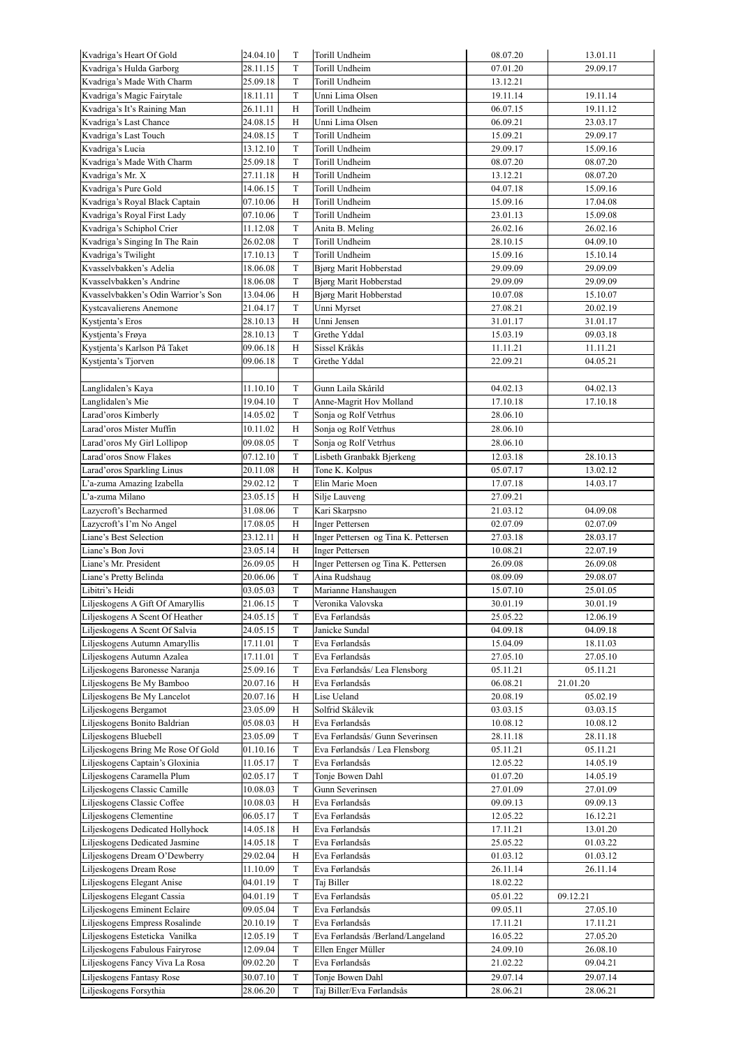| | | | | | |
|---|---|---|---|---|---|
| Kvadriga's Heart Of Gold | 24.04.10 | T | Torill Undheim | 08.07.20 | 13.01.11 |
| Kvadriga's Hulda Garborg | 28.11.15 | T | Torill Undheim | 07.01.20 | 29.09.17 |
| Kvadriga's Made With Charm | 25.09.18 | T | Torill Undheim | 13.12.21 | |
| Kvadriga's Magic Fairytale | 18.11.11 | T | Unni Lima Olsen | 19.11.14 | 19.11.14 |
| Kvadriga's It's Raining Man | 26.11.11 | H | Torill Undheim | 06.07.15 | 19.11.12 |
| Kvadriga's Last Chance | 24.08.15 | H | Unni Lima Olsen | 06.09.21 | 23.03.17 |
| Kvadriga's Last Touch | 24.08.15 | T | Torill Undheim | 15.09.21 | 29.09.17 |
| Kvadriga's Lucia | 13.12.10 | T | Torill Undheim | 29.09.17 | 15.09.16 |
| Kvadriga's Made With Charm | 25.09.18 | T | Torill Undheim | 08.07.20 | 08.07.20 |
| Kvadriga's Mr. X | 27.11.18 | H | Torill Undheim | 13.12.21 | 08.07.20 |
| Kvadriga's Pure Gold | 14.06.15 | T | Torill Undheim | 04.07.18 | 15.09.16 |
| Kvadriga's Royal Black Captain | 07.10.06 | H | Torill Undheim | 15.09.16 | 17.04.08 |
| Kvadriga's Royal First Lady | 07.10.06 | T | Torill Undheim | 23.01.13 | 15.09.08 |
| Kvadriga's Schiphol Crier | 11.12.08 | T | Anita B. Meling | 26.02.16 | 26.02.16 |
| Kvadriga's Singing In The Rain | 26.02.08 | T | Torill Undheim | 28.10.15 | 04.09.10 |
| Kvadriga's Twilight | 17.10.13 | T | Torill Undheim | 15.09.16 | 15.10.14 |
| Kvasselvbakken's Adelia | 18.06.08 | T | Bjørg Marit Hobberstad | 29.09.09 | 29.09.09 |
| Kvasselvbakken's Andrine | 18.06.08 | T | Bjørg Marit Hobberstad | 29.09.09 | 29.09.09 |
| Kvasselvbakken's Odin Warrior's Son | 13.04.06 | H | Bjørg Marit Hobberstad | 10.07.08 | 15.10.07 |
| Kystcavalierens Anemone | 21.04.17 | T | Unni Myrset | 27.08.21 | 20.02.19 |
| Kystjenta's Eros | 28.10.13 | H | Unni Jensen | 31.01.17 | 31.01.17 |
| Kystjenta's Frøya | 28.10.13 | T | Grethe Yddal | 15.03.19 | 09.03.18 |
| Kystjenta's Karlson På Taket | 09.06.18 | H | Sissel Kråkås | 11.11.21 | 11.11.21 |
| Kystjenta's Tjorven | 09.06.18 | T | Grethe Yddal | 22.09.21 | 04.05.21 |
| | | | | | |
| Langlidalen's Kaya | 11.10.10 | T | Gunn Laila Skårild | 04.02.13 | 04.02.13 |
| Langlidalen's Mie | 19.04.10 | T | Anne-Magrit Hov Molland | 17.10.18 | 17.10.18 |
| Larad'oros Kimberly | 14.05.02 | T | Sonja og Rolf Vetrhus | 28.06.10 | |
| Larad'oros Mister Muffin | 10.11.02 | H | Sonja og Rolf Vetrhus | 28.06.10 | |
| Larad'oros My Girl Lollipop | 09.08.05 | T | Sonja og Rolf Vetrhus | 28.06.10 | |
| Larad'oros Snow Flakes | 07.12.10 | T | Lisbeth Granbakk Bjerkeng | 12.03.18 | 28.10.13 |
| Larad'oros Sparkling Linus | 20.11.08 | H | Tone K. Kolpus | 05.07.17 | 13.02.12 |
| L'a-zuma Amazing Izabella | 29.02.12 | T | Elin Marie Moen | 17.07.18 | 14.03.17 |
| L'a-zuma Milano | 23.05.15 | H | Silje Lauveng | 27.09.21 | |
| Lazycroft's Becharmed | 31.08.06 | T | Kari Skarpsno | 21.03.12 | 04.09.08 |
| Lazycroft's I'm No Angel | 17.08.05 | H | Inger Pettersen | 02.07.09 | 02.07.09 |
| Liane's Best Selection | 23.12.11 | H | Inger Pettersen og Tina K. Pettersen | 27.03.18 | 28.03.17 |
| Liane's Bon Jovi | 23.05.14 | H | Inger Pettersen | 10.08.21 | 22.07.19 |
| Liane's Mr. President | 26.09.05 | H | Inger Pettersen og Tina K. Pettersen | 26.09.08 | 26.09.08 |
| Liane's Pretty Belinda | 20.06.06 | T | Aina Rudshaug | 08.09.09 | 29.08.07 |
| Libitri's Heidi | 03.05.03 | T | Marianne Hanshaugen | 15.07.10 | 25.01.05 |
| Liljeskogens A Gift Of Amaryllis | 21.06.15 | T | Veronika Valovska | 30.01.19 | 30.01.19 |
| Liljeskogens A Scent Of Heather | 24.05.15 | T | Eva Førlandsås | 25.05.22 | 12.06.19 |
| Liljeskogens A Scent Of Salvia | 24.05.15 | T | Janicke Sundal | 04.09.18 | 04.09.18 |
| Liljeskogens Autumn Amaryllis | 17.11.01 | T | Eva Førlandsås | 15.04.09 | 18.11.03 |
| Liljeskogens Autumn Azalea | 17.11.01 | T | Eva Førlandsås | 27.05.10 | 27.05.10 |
| Liljeskogens Baronesse Naranja | 25.09.16 | T | Eva Førlandsås/ Lea Flensborg | 05.11.21 | 05.11.21 |
| Liljeskogens Be My Bamboo | 20.07.16 | H | Eva Førlandsås | 06.08.21 | 21.01.20 |
| Liljeskogens Be My Lancelot | 20.07.16 | H | Lise Ueland | 20.08.19 | 05.02.19 |
| Liljeskogens Bergamot | 23.05.09 | H | Solfrid Skålevik | 03.03.15 | 03.03.15 |
| Liljeskogens Bonito Baldrian | 05.08.03 | H | Eva Førlandsås | 10.08.12 | 10.08.12 |
| Liljeskogens Bluebell | 23.05.09 | T | Eva Førlandsås/ Gunn Severinsen | 28.11.18 | 28.11.18 |
| Liljeskogens Bring Me Rose Of Gold | 01.10.16 | T | Eva Førlandsås / Lea Flensborg | 05.11.21 | 05.11.21 |
| Liljeskogens Captain's Gloxinia | 11.05.17 | T | Eva Førlandsås | 12.05.22 | 14.05.19 |
| Liljeskogens Caramella Plum | 02.05.17 | T | Tonje Bowen Dahl | 01.07.20 | 14.05.19 |
| Liljeskogens Classic Camille | 10.08.03 | T | Gunn Severinsen | 27.01.09 | 27.01.09 |
| Liljeskogens Classic Coffee | 10.08.03 | H | Eva Førlandsås | 09.09.13 | 09.09.13 |
| Liljeskogens Clementine | 06.05.17 | T | Eva Førlandsås | 12.05.22 | 16.12.21 |
| Liljeskogens Dedicated Hollyhock | 14.05.18 | H | Eva Førlandsås | 17.11.21 | 13.01.20 |
| Liljeskogens Dedicated Jasmine | 14.05.18 | T | Eva Førlandsås | 25.05.22 | 01.03.22 |
| Liljeskogens Dream O'Dewberry | 29.02.04 | H | Eva Førlandsås | 01.03.12 | 01.03.12 |
| Liljeskogens Dream Rose | 11.10.09 | T | Eva Førlandsås | 26.11.14 | 26.11.14 |
| Liljeskogens Elegant Anise | 04.01.19 | T | Taj Biller | 18.02.22 | |
| Liljeskogens Elegant Cassia | 04.01.19 | T | Eva Førlandsås | 05.01.22 | 09.12.21 |
| Liljeskogens Eminent Eclaire | 09.05.04 | T | Eva Førlandsås | 09.05.11 | 27.05.10 |
| Liljeskogens Empress Rosalinde | 20.10.19 | T | Eva Førlandsås | 17.11.21 | 17.11.21 |
| Liljeskogens Esteticka Vanilka | 12.05.19 | T | Eva Førlandsås /Berland/Langeland | 16.05.22 | 27.05.20 |
| Liljeskogens Fabulous Fairyrose | 12.09.04 | T | Ellen Enger Müller | 24.09.10 | 26.08.10 |
| Liljeskogens Fancy Viva La Rosa | 09.02.20 | T | Eva Førlandsås | 21.02.22 | 09.04.21 |
| Liljeskogens Fantasy Rose | 30.07.10 | T | Tonje Bowen Dahl | 29.07.14 | 29.07.14 |
| Liljeskogens Forsythia | 28.06.20 | T | Taj Biller/Eva Førlandsås | 28.06.21 | 28.06.21 |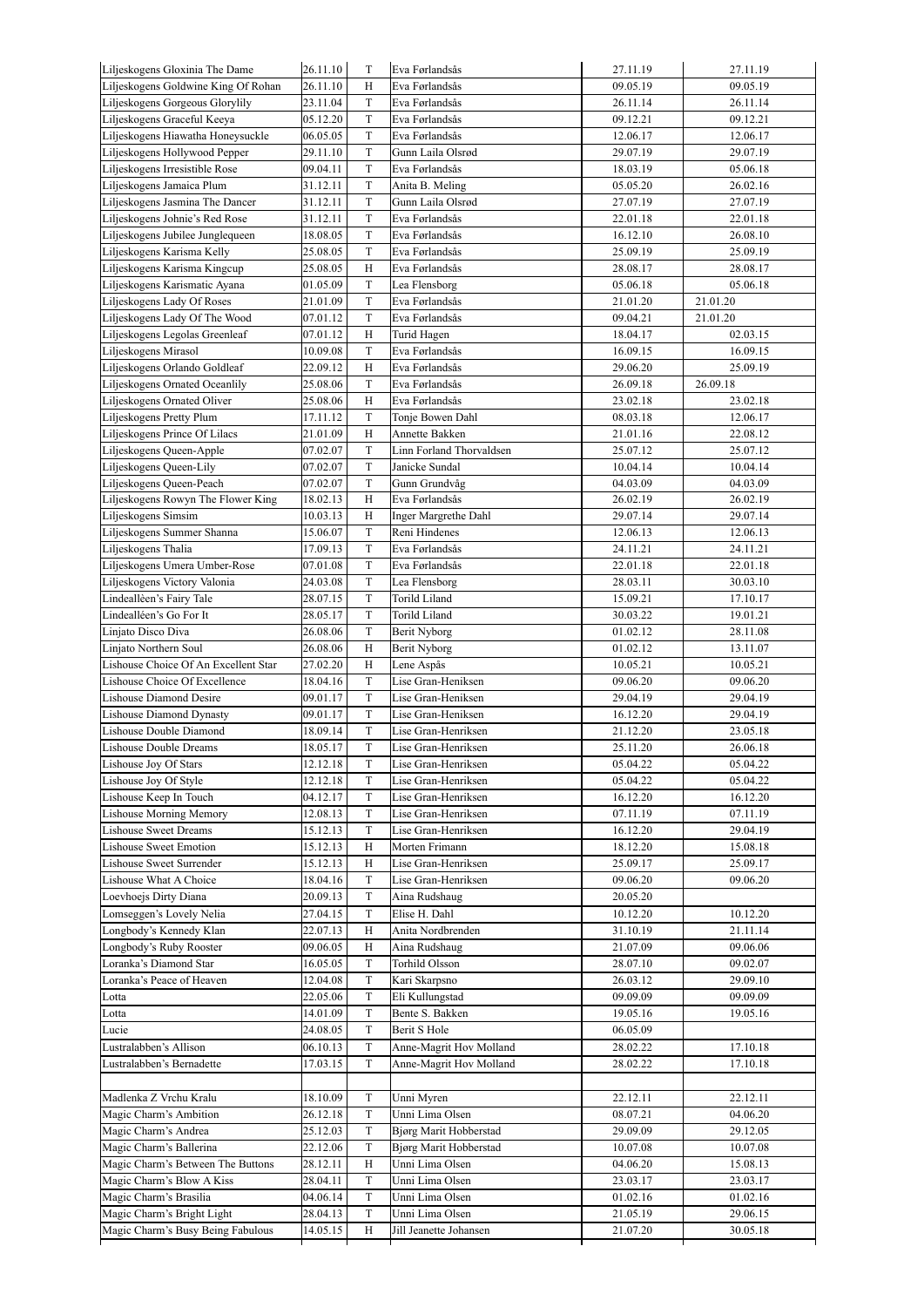| | | | | | |
|---|---|---|---|---|---|
| Liljeskogens Gloxinia The Dame | 26.11.10 | T | Eva Førlandsås | 27.11.19 | 27.11.19 |
| Liljeskogens Goldwine King Of Rohan | 26.11.10 | H | Eva Førlandsås | 09.05.19 | 09.05.19 |
| Liljeskogens Gorgeous Glorylily | 23.11.04 | T | Eva Førlandsås | 26.11.14 | 26.11.14 |
| Liljeskogens Graceful Keeya | 05.12.20 | T | Eva Førlandsås | 09.12.21 | 09.12.21 |
| Liljeskogens Hiawatha Honeysuckle | 06.05.05 | T | Eva Førlandsås | 12.06.17 | 12.06.17 |
| Liljeskogens Hollywood Pepper | 29.11.10 | T | Gunn Laila Olsrød | 29.07.19 | 29.07.19 |
| Liljeskogens Irresistible Rose | 09.04.11 | T | Eva Førlandsås | 18.03.19 | 05.06.18 |
| Liljeskogens Jamaica Plum | 31.12.11 | T | Anita B. Meling | 05.05.20 | 26.02.16 |
| Liljeskogens Jasmina The Dancer | 31.12.11 | T | Gunn Laila Olsrød | 27.07.19 | 27.07.19 |
| Liljeskogens Johnie's Red Rose | 31.12.11 | T | Eva Førlandsås | 22.01.18 | 22.01.18 |
| Liljeskogens Jubilee Junglequeen | 18.08.05 | T | Eva Førlandsås | 16.12.10 | 26.08.10 |
| Liljeskogens Karisma Kelly | 25.08.05 | T | Eva Førlandsås | 25.09.19 | 25.09.19 |
| Liljeskogens Karisma Kingcup | 25.08.05 | H | Eva Førlandsås | 28.08.17 | 28.08.17 |
| Liljeskogens Karismatic Ayana | 01.05.09 | T | Lea Flensborg | 05.06.18 | 05.06.18 |
| Liljeskogens Lady Of Roses | 21.01.09 | T | Eva Førlandsås | 21.01.20 | 21.01.20 |
| Liljeskogens Lady Of The Wood | 07.01.12 | T | Eva Førlandsås | 09.04.21 | 21.01.20 |
| Liljeskogens Legolas Greenleaf | 07.01.12 | H | Turid Hagen | 18.04.17 | 02.03.15 |
| Liljeskogens Mirasol | 10.09.08 | T | Eva Førlandsås | 16.09.15 | 16.09.15 |
| Liljeskogens Orlando Goldleaf | 22.09.12 | H | Eva Førlandsås | 29.06.20 | 25.09.19 |
| Liljeskogens Ornated Oceanlily | 25.08.06 | T | Eva Førlandsås | 26.09.18 | 26.09.18 |
| Liljeskogens Ornated Oliver | 25.08.06 | H | Eva Førlandsås | 23.02.18 | 23.02.18 |
| Liljeskogens Pretty Plum | 17.11.12 | T | Tonje Bowen Dahl | 08.03.18 | 12.06.17 |
| Liljeskogens Prince Of Lilacs | 21.01.09 | H | Annette Bakken | 21.01.16 | 22.08.12 |
| Liljeskogens Queen-Apple | 07.02.07 | T | Linn Forland Thorvaldsen | 25.07.12 | 25.07.12 |
| Liljeskogens Queen-Lily | 07.02.07 | T | Janicke Sundal | 10.04.14 | 10.04.14 |
| Liljeskogens Queen-Peach | 07.02.07 | T | Gunn Grundvåg | 04.03.09 | 04.03.09 |
| Liljeskogens Rowyn The Flower King | 18.02.13 | H | Eva Førlandsås | 26.02.19 | 26.02.19 |
| Liljeskogens Simsim | 10.03.13 | H | Inger Margrethe Dahl | 29.07.14 | 29.07.14 |
| Liljeskogens Summer Shanna | 15.06.07 | T | Reni Hindenes | 12.06.13 | 12.06.13 |
| Liljeskogens Thalia | 17.09.13 | T | Eva Førlandsås | 24.11.21 | 24.11.21 |
| Liljeskogens Umera Umber-Rose | 07.01.08 | T | Eva Førlandsås | 22.01.18 | 22.01.18 |
| Liljeskogens Victory Valonia | 24.03.08 | T | Lea Flensborg | 28.03.11 | 30.03.10 |
| Lindeallèen's Fairy Tale | 28.07.15 | T | Torild Liland | 15.09.21 | 17.10.17 |
| Lindealléen's Go For It | 28.05.17 | T | Torild Liland | 30.03.22 | 19.01.21 |
| Linjato Disco Diva | 26.08.06 | T | Berit Nyborg | 01.02.12 | 28.11.08 |
| Linjato Northern Soul | 26.08.06 | H | Berit Nyborg | 01.02.12 | 13.11.07 |
| Lishouse Choice Of An Excellent Star | 27.02.20 | H | Lene Aspås | 10.05.21 | 10.05.21 |
| Lishouse Choice Of Excellence | 18.04.16 | T | Lise Gran-Heniksen | 09.06.20 | 09.06.20 |
| Lishouse Diamond Desire | 09.01.17 | T | Lise Gran-Heniksen | 29.04.19 | 29.04.19 |
| Lishouse Diamond Dynasty | 09.01.17 | T | Lise Gran-Heniksen | 16.12.20 | 29.04.19 |
| Lishouse Double Diamond | 18.09.14 | T | Lise Gran-Henriksen | 21.12.20 | 23.05.18 |
| Lishouse Double Dreams | 18.05.17 | T | Lise Gran-Henriksen | 25.11.20 | 26.06.18 |
| Lishouse Joy Of Stars | 12.12.18 | T | Lise Gran-Henriksen | 05.04.22 | 05.04.22 |
| Lishouse Joy Of Style | 12.12.18 | T | Lise Gran-Henriksen | 05.04.22 | 05.04.22 |
| Lishouse Keep In Touch | 04.12.17 | T | Lise Gran-Henriksen | 16.12.20 | 16.12.20 |
| Lishouse Morning Memory | 12.08.13 | T | Lise Gran-Henriksen | 07.11.19 | 07.11.19 |
| Lishouse Sweet Dreams | 15.12.13 | T | Lise Gran-Henriksen | 16.12.20 | 29.04.19 |
| Lishouse Sweet Emotion | 15.12.13 | H | Morten Frimann | 18.12.20 | 15.08.18 |
| Lishouse Sweet Surrender | 15.12.13 | H | Lise Gran-Henriksen | 25.09.17 | 25.09.17 |
| Lishouse What A Choice | 18.04.16 | T | Lise Gran-Henriksen | 09.06.20 | 09.06.20 |
| Loevhoejs Dirty Diana | 20.09.13 | T | Aina Rudshaug | 20.05.20 | |
| Lomseggen's Lovely Nelia | 27.04.15 | T | Elise H. Dahl | 10.12.20 | 10.12.20 |
| Longbody's Kennedy Klan | 22.07.13 | H | Anita Nordbrenden | 31.10.19 | 21.11.14 |
| Longbody's Ruby Rooster | 09.06.05 | H | Aina Rudshaug | 21.07.09 | 09.06.06 |
| Loranka's Diamond Star | 16.05.05 | T | Torhild Olsson | 28.07.10 | 09.02.07 |
| Loranka's Peace of Heaven | 12.04.08 | T | Kari Skarpsno | 26.03.12 | 29.09.10 |
| Lotta | 22.05.06 | T | Eli Kullungstad | 09.09.09 | 09.09.09 |
| Lotta | 14.01.09 | T | Bente S. Bakken | 19.05.16 | 19.05.16 |
| Lucie | 24.08.05 | T | Berit S Hole | 06.05.09 | |
| Lustralabben's Allison | 06.10.13 | T | Anne-Magrit Hov Molland | 28.02.22 | 17.10.18 |
| Lustralabben's Bernadette | 17.03.15 | T | Anne-Magrit Hov Molland | 28.02.22 | 17.10.18 |
| | | | | | |
| Madlenka Z Vrchu Kralu | 18.10.09 | T | Unni Myren | 22.12.11 | 22.12.11 |
| Magic Charm's Ambition | 26.12.18 | T | Unni Lima Olsen | 08.07.21 | 04.06.20 |
| Magic Charm's Andrea | 25.12.03 | T | Bjørg Marit Hobberstad | 29.09.09 | 29.12.05 |
| Magic Charm's Ballerina | 22.12.06 | T | Bjørg Marit Hobberstad | 10.07.08 | 10.07.08 |
| Magic Charm's Between The Buttons | 28.12.11 | H | Unni Lima Olsen | 04.06.20 | 15.08.13 |
| Magic Charm's Blow A Kiss | 28.04.11 | T | Unni Lima Olsen | 23.03.17 | 23.03.17 |
| Magic Charm's Brasilia | 04.06.14 | T | Unni Lima Olsen | 01.02.16 | 01.02.16 |
| Magic Charm's Bright Light | 28.04.13 | T | Unni Lima Olsen | 21.05.19 | 29.06.15 |
| Magic Charm's Busy Being Fabulous | 14.05.15 | H | Jill Jeanette Johansen | 21.07.20 | 30.05.18 |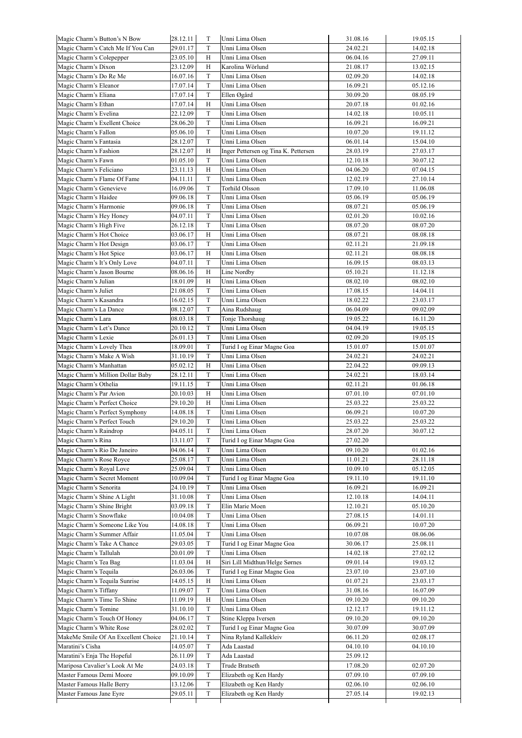| | | | | | |
|---|---|---|---|---|---|
| Magic Charm's Button's N Bow | 28.12.11 | T | Unni Lima Olsen | 31.08.16 | 19.05.15 |
| Magic Charm's Catch Me If You Can | 29.01.17 | T | Unni Lima Olsen | 24.02.21 | 14.02.18 |
| Magic Charm's Colepepper | 23.05.10 | H | Unni Lima Olsen | 06.04.16 | 27.09.11 |
| Magic Charm's Dixon | 23.12.09 | H | Karolina Wörlund | 21.08.17 | 13.02.15 |
| Magic Charm's Do Re Me | 16.07.16 | T | Unni Lima Olsen | 02.09.20 | 14.02.18 |
| Magic Charm's Eleanor | 17.07.14 | T | Unni Lima Olsen | 16.09.21 | 05.12.16 |
| Magic Charm's Eliana | 17.07.14 | T | Ellen Øgård | 30.09.20 | 08.05.19 |
| Magic Charm's Ethan | 17.07.14 | H | Unni Lima Olsen | 20.07.18 | 01.02.16 |
| Magic Charm's Evelina | 22.12.09 | T | Unni Lima Olsen | 14.02.18 | 10.05.11 |
| Magic Charm's Exellent Choice | 28.06.20 | T | Unni Lima Olsen | 16.09.21 | 16.09.21 |
| Magic Charm's Fallon | 05.06.10 | T | Unni Lima Olsen | 10.07.20 | 19.11.12 |
| Magic Charm's Fantasia | 28.12.07 | T | Unni Lima Olsen | 06.01.14 | 15.04.10 |
| Magic Charm's Fashion | 28.12.07 | H | Inger Pettersen og Tina K. Pettersen | 28.03.19 | 27.03.17 |
| Magic Charm's Fawn | 01.05.10 | T | Unni Lima Olsen | 12.10.18 | 30.07.12 |
| Magic Charm's Feliciano | 23.11.13 | H | Unni Lima Olsen | 04.06.20 | 07.04.15 |
| Magic Charm's Flame Of Fame | 04.11.11 | T | Unni Lima Olsen | 12.02.19 | 27.10.14 |
| Magic Charm's Genevieve | 16.09.06 | T | Torhild Olsson | 17.09.10 | 11.06.08 |
| Magic Charm's Haidee | 09.06.18 | T | Unni Lima Olsen | 05.06.19 | 05.06.19 |
| Magic Charm's Harmonie | 09.06.18 | T | Unni Lima Olsen | 08.07.21 | 05.06.19 |
| Magic Charm's Hey Honey | 04.07.11 | T | Unni Lima Olsen | 02.01.20 | 10.02.16 |
| Magic Charm's High Five | 26.12.18 | T | Unni Lima Olsen | 08.07.20 | 08.07.20 |
| Magic Charm's Hot Choice | 03.06.17 | H | Unni Lima Olsen | 08.07.21 | 08.08.18 |
| Magic Charm's Hot Design | 03.06.17 | T | Unni Lima Olsen | 02.11.21 | 21.09.18 |
| Magic Charm's Hot Spice | 03.06.17 | H | Unni Lima Olsen | 02.11.21 | 08.08.18 |
| Magic Charm's It's Only Love | 04.07.11 | T | Unni Lima Olsen | 16.09.15 | 08.03.13 |
| Magic Charm's Jason Bourne | 08.06.16 | H | Line Nordby | 05.10.21 | 11.12.18 |
| Magic Charm's Julian | 18.01.09 | H | Unni Lima Olsen | 08.02.10 | 08.02.10 |
| Magic Charm's Juliet | 21.08.05 | T | Unni Lima Olsen | 17.08.15 | 14.04.11 |
| Magic Charm's Kasandra | 16.02.15 | T | Unni Lima Olsen | 18.02.22 | 23.03.17 |
| Magic Charm's La Dance | 08.12.07 | T | Aina Rudshaug | 06.04.09 | 09.02.09 |
| Magic Charm's Lara | 08.03.18 | T | Tonje Thorshaug | 19.05.22 | 16.11.20 |
| Magic Charm's Let's Dance | 20.10.12 | T | Unni Lima Olsen | 04.04.19 | 19.05.15 |
| Magic Charm's Lexie | 26.01.13 | T | Unni Lima Olsen | 02.09.20 | 19.05.15 |
| Magic Charm's Lovely Thea | 18.09.01 | T | Turid I og Einar Magne Goa | 15.01.07 | 15.01.07 |
| Magic Charm's Make A Wish | 31.10.19 | T | Unni Lima Olsen | 24.02.21 | 24.02.21 |
| Magic Charm's Manhattan | 05.02.12 | H | Unni Lima Olsen | 22.04.22 | 09.09.13 |
| Magic Charm's Million Dollar Baby | 28.12.11 | T | Unni Lima Olsen | 24.02.21 | 18.03.14 |
| Magic Charm's Othelia | 19.11.15 | T | Unni Lima Olsen | 02.11.21 | 01.06.18 |
| Magic Charm's Par Avion | 20.10.03 | H | Unni Lima Olsen | 07.01.10 | 07.01.10 |
| Magic Charm's Perfect Choice | 29.10.20 | H | Unni Lima Olsen | 25.03.22 | 25.03.22 |
| Magic Charm's Perfect Symphony | 14.08.18 | T | Unni Lima Olsen | 06.09.21 | 10.07.20 |
| Magic Charm's Perfect Touch | 29.10.20 | T | Unni Lima Olsen | 25.03.22 | 25.03.22 |
| Magic Charm's Raindrop | 04.05.11 | T | Unni Lima Olsen | 28.07.20 | 30.07.12 |
| Magic Charm's Rina | 13.11.07 | T | Turid I og Einar Magne Goa | 27.02.20 | |
| Magic Charm's Rio De Janeiro | 04.06.14 | T | Unni Lima Olsen | 09.10.20 | 01.02.16 |
| Magic Charm's Rose Royce | 25.08.17 | T | Unni Lima Olsen | 11.01.21 | 28.11.18 |
| Magic Charm's Royal Love | 25.09.04 | T | Unni Lima Olsen | 10.09.10 | 05.12.05 |
| Magic Charm's Secret Moment | 10.09.04 | T | Turid I og Einar Magne Goa | 19.11.10 | 19.11.10 |
| Magic Charm's Senorita | 24.10.19 | T | Unni Lima Olsen | 16.09.21 | 16.09.21 |
| Magic Charm's Shine A Light | 31.10.08 | T | Unni Lima Olsen | 12.10.18 | 14.04.11 |
| Magic Charm's Shine Bright | 03.09.18 | T | Elin Marie Moen | 12.10.21 | 05.10.20 |
| Magic Charm's Snowflake | 10.04.08 | T | Unni Lima Olsen | 27.08.15 | 14.01.11 |
| Magic Charm's Someone Like You | 14.08.18 | T | Unni Lima Olsen | 06.09.21 | 10.07.20 |
| Magic Charm's Summer Affair | 11.05.04 | T | Unni Lima Olsen | 10.07.08 | 08.06.06 |
| Magic Charm's Take A Chance | 29.03.05 | T | Turid I og Einar Magne Goa | 30.06.17 | 25.08.11 |
| Magic Charm's Tallulah | 20.01.09 | T | Unni Lima Olsen | 14.02.18 | 27.02.12 |
| Magic Charm's Tea Bag | 11.03.04 | H | Siri Lill Midthun/Helge Sørnes | 09.01.14 | 19.03.12 |
| Magic Charm's Tequila | 26.03.06 | T | Turid I og Einar Magne Goa | 23.07.10 | 23.07.10 |
| Magic Charm's Tequila Sunrise | 14.05.15 | H | Unni Lima Olsen | 01.07.21 | 23.03.17 |
| Magic Charm's Tiffany | 11.09.07 | T | Unni Lima Olsen | 31.08.16 | 16.07.09 |
| Magic Charm's Time To Shine | 11.09.19 | H | Unni Lima Olsen | 09.10.20 | 09.10.20 |
| Magic Charm's Tomine | 31.10.10 | T | Unni Lima Olsen | 12.12.17 | 19.11.12 |
| Magic Charm's Touch Of Honey | 04.06.17 | T | Stine Kleppa Iversen | 09.10.20 | 09.10.20 |
| Magic Charm's White Rose | 28.02.02 | T | Turid I og Einar Magne Goa | 30.07.09 | 30.07.09 |
| MakeMe Smile Of An Excellent Choice | 21.10.14 | T | Nina Ryland Kallekleiv | 06.11.20 | 02.08.17 |
| Maratini's Cisha | 14.05.07 | T | Ada Laastad | 04.10.10 | 04.10.10 |
| Maratini's Enja The Hopeful | 26.11.09 | T | Ada Laastad | 25.09.12 | |
| Mariposa Cavalier's Look At Me | 24.03.18 | T | Trude Bratseth | 17.08.20 | 02.07.20 |
| Master Famous Demi Moore | 09.10.09 | T | Elizabeth og Ken Hardy | 07.09.10 | 07.09.10 |
| Master Famous Halle Berry | 13.12.06 | T | Elizabeth og Ken Hardy | 02.06.10 | 02.06.10 |
| Master Famous Jane Eyre | 29.05.11 | T | Elizabeth og Ken Hardy | 27.05.14 | 19.02.13 |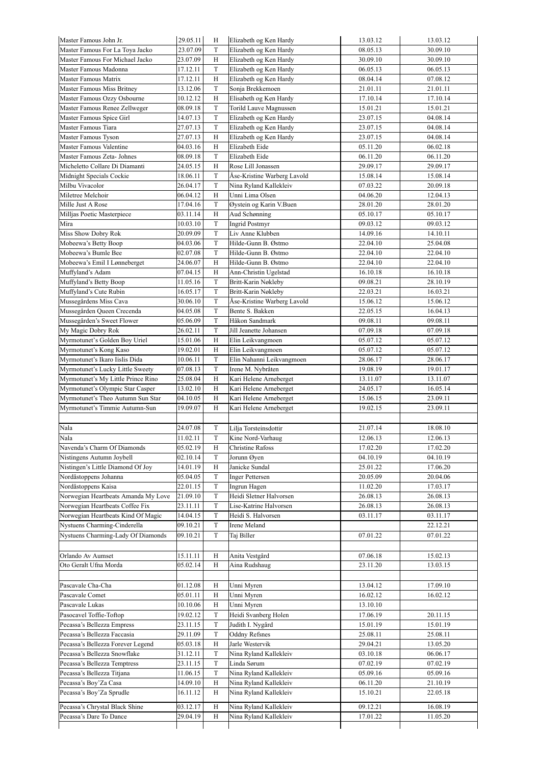| | | | | | |
|---|---|---|---|---|---|
| Master Famous John Jr. | 29.05.11 | H | Elizabeth og Ken Hardy | 13.03.12 | 13.03.12 |
| Master Famous For La Toya Jacko | 23.07.09 | T | Elizabeth og Ken Hardy | 08.05.13 | 30.09.10 |
| Master Famous For Michael Jacko | 23.07.09 | H | Elizabeth og Ken Hardy | 30.09.10 | 30.09.10 |
| Master Famous Madonna | 17.12.11 | T | Elizabeth og Ken Hardy | 06.05.13 | 06.05.13 |
| Master Famous Matrix | 17.12.11 | H | Elizabeth og Ken Hardy | 08.04.14 | 07.08.12 |
| Master Famous Miss Britney | 13.12.06 | T | Sonja Brekkemoen | 21.01.11 | 21.01.11 |
| Master Famous Ozzy Osbourne | 10.12.12 | H | Elisabeth og Ken Hardy | 17.10.14 | 17.10.14 |
| Master Famous Renee Zellweger | 08.09.18 | T | Torild Lauve Magnussen | 15.01.21 | 15.01.21 |
| Master Famous Spice Girl | 14.07.13 | T | Elizabeth og Ken Hardy | 23.07.15 | 04.08.14 |
| Master Famous Tiara | 27.07.13 | T | Elizabeth og Ken Hardy | 23.07.15 | 04.08.14 |
| Master Famous Tyson | 27.07.13 | H | Elizabeth og Ken Hardy | 23.07.15 | 04.08.14 |
| Master Famous Valentine | 04.03.16 | H | Elizabeth Eide | 05.11.20 | 06.02.18 |
| Master Famous Zeta- Johnes | 08.09.18 | T | Elizabeth Eide | 06.11.20 | 06.11.20 |
| Micheletto Collare Di Diamanti | 24.05.15 | H | Rose Lill Jonassen | 29.09.17 | 29.09.17 |
| Midnight Specials Cockie | 18.06.11 | T | Åse-Kristine Warberg Lavold | 15.08.14 | 15.08.14 |
| Milbu Vivacolor | 26.04.17 | T | Nina Ryland Kallekleiv | 07.03.22 | 20.09.18 |
| Miletree Melchoir | 06.04.12 | H | Unni Lima Olsen | 04.06.20 | 12.04.13 |
| Mille Just A Rose | 17.04.16 | T | Øystein og Karin V.Buen | 28.01.20 | 28.01.20 |
| Milljas Poetic Masterpiece | 03.11.14 | H | Aud Schønning | 05.10.17 | 05.10.17 |
| Mira | 10.03.10 | T | Ingrid Postmyr | 09.03.12 | 09.03.12 |
| Miss Show Dobry Rok | 20.09.09 | T | Liv Anne Klubben | 14.09.16 | 14.10.11 |
| Mobeewa's Betty Boop | 04.03.06 | T | Hilde-Gunn B. Østmo | 22.04.10 | 25.04.08 |
| Mobeewa's Bumle Bee | 02.07.08 | T | Hilde-Gunn B. Østmo | 22.04.10 | 22.04.10 |
| Mobeewa's Emil I Lønneberget | 24.06.07 | H | Hilde-Gunn B. Østmo | 22.04.10 | 22.04.10 |
| Muffyland's Adam | 07.04.15 | H | Ann-Christin Ugelstad | 16.10.18 | 16.10.18 |
| Muffyland's Betty Boop | 11.05.16 | T | Britt-Karin Nøkleby | 09.08.21 | 28.10.19 |
| Muffyland's Cute Rubin | 16.05.17 | T | Britt-Karin Nøkleby | 22.03.21 | 16.03.21 |
| Mussegårdens Miss Cava | 30.06.10 | T | Åse-Kristine Warberg Lavold | 15.06.12 | 15.06.12 |
| Mussegården Queen Crecenda | 04.05.08 | T | Bente S. Bakken | 22.05.15 | 16.04.13 |
| Mussegården's Sweet Flower | 05.06.09 | T | Håkon Sandmark | 09.08.11 | 09.08.11 |
| My Magic Dobry Rok | 26.02.11 | T | Jill Jeanette Johansen | 07.09.18 | 07.09.18 |
| Myrmotunet's Golden Boy Uriel | 15.01.06 | H | Elin Leikvangmoen | 05.07.12 | 05.07.12 |
| Myrmotunet's Kong Kaso | 19.02.01 | H | Elin Leikvangmoen | 05.07.12 | 05.07.12 |
| Myrmotunet's Ikaro Iislis Dida | 10.06.11 | T | Elin Nahanni Leikvangmoen | 28.06.17 | 28.06.17 |
| Myrmotunet's Lucky Little Sweety | 07.08.13 | T | Irene M. Nybråten | 19.08.19 | 19.01.17 |
| Myrmotunet's My Little Prince Rino | 25.08.04 | H | Kari Helene Arneberget | 13.11.07 | 13.11.07 |
| Myrmotunet's Olympic Star Casper | 13.02.10 | H | Kari Helene Arneberget | 24.05.17 | 16.05.14 |
| Myrmotunet's Theo Autumn Sun Star | 04.10.05 | H | Kari Helene Arneberget | 15.06.15 | 23.09.11 |
| Myrmotunet's Timmie Autumn-Sun | 19.09.07 | H | Kari Helene Arneberget | 19.02.15 | 23.09.11 |
| | | | | | |
| Nala | 24.07.08 | T | Lilja Torsteinsdottir | 21.07.14 | 18.08.10 |
| Nala | 11.02.11 | T | Kine Nord-Varhaug | 12.06.13 | 12.06.13 |
| Navenda's Charm Of Diamonds | 05.02.19 | H | Christine Rafoss | 17.02.20 | 17.02.20 |
| Nistingens Autumn Joybell | 02.10.14 | T | Jorunn Øyen | 04.10.19 | 04.10.19 |
| Nistingen's Little Diamond Of Joy | 14.01.19 | H | Janicke Sundal | 25.01.22 | 17.06.20 |
| Nordåstoppens Johanna | 05.04.05 | T | Inger Pettersen | 20.05.09 | 20.04.06 |
| Nordåstoppens Kaisa | 22.01.15 | T | Ingrun Hagen | 11.02.20 | 17.03.17 |
| Norwegian Heartbeats Amanda My Love | 21.09.10 | T | Heidi Sletner Halvorsen | 26.08.13 | 26.08.13 |
| Norwegian Heartbeats Coffee Fix | 23.11.11 | T | Lise-Katrine Halvorsen | 26.08.13 | 26.08.13 |
| Norwegian Heartbeats Kind Of Magic | 14.04.15 | T | Heidi S. Halvorsen | 03.11.17 | 03.11.17 |
| Nystuens Charming-Cinderella | 09.10.21 | T | Irene Meland | | 22.12.21 |
| Nystuens Charming-Lady Of Diamonds | 09.10.21 | T | Taj Biller | 07.01.22 | 07.01.22 |
| | | | | | |
| Orlando Av Aumset | 15.11.11 | H | Anita Vestgård | 07.06.18 | 15.02.13 |
| Oto Geralt Ufna Morda | 05.02.14 | H | Aina Rudshaug | 23.11.20 | 13.03.15 |
| | | | | | |
| Pascavale Cha-Cha | 01.12.08 | H | Unni Myren | 13.04.12 | 17.09.10 |
| Pascavale Comet | 05.01.11 | H | Unni Myren | 16.02.12 | 16.02.12 |
| Pascavale Lukas | 10.10.06 | H | Unni Myren | 13.10.10 | |
| Pasocavel Toffie-Toftop | 19.02.12 | T | Heidi Svanberg Holen | 17.06.19 | 20.11.15 |
| Pecassa's Bellezza Empress | 23.11.15 | T | Judith I. Nygård | 15.01.19 | 15.01.19 |
| Pecassa's Bellezza Faccasia | 29.11.09 | T | Oddny Refsnes | 25.08.11 | 25.08.11 |
| Pecassa's Bellezza Forever Legend | 05.03.18 | H | Jarle Westervik | 29.04.21 | 13.05.20 |
| Pecassa's Bellezza Snowflake | 31.12.11 | T | Nina Ryland Kallekleiv | 03.10.18 | 06.06.17 |
| Pecassa's Bellezza Temptress | 23.11.15 | T | Linda Sørum | 07.02.19 | 07.02.19 |
| Pecassa's Bellezza Titjana | 11.06.15 | T | Nina Ryland Kallekleiv | 05.09.16 | 05.09.16 |
| Pecassa's Boy'Za Casa | 14.09.10 | H | Nina Ryland Kallekleiv | 06.11.20 | 21.10.19 |
| Pecassa's Boy'Za Sprudle | 16.11.12 | H | Nina Ryland Kallekleiv | 15.10.21 | 22.05.18 |
| Pecassa's Chrystal Black Shine | 03.12.17 | H | Nina Ryland Kallekleiv | 09.12.21 | 16.08.19 |
| Pecassa's Dare To Dance | 29.04.19 | H | Nina Ryland Kallekleiv | 17.01.22 | 11.05.20 |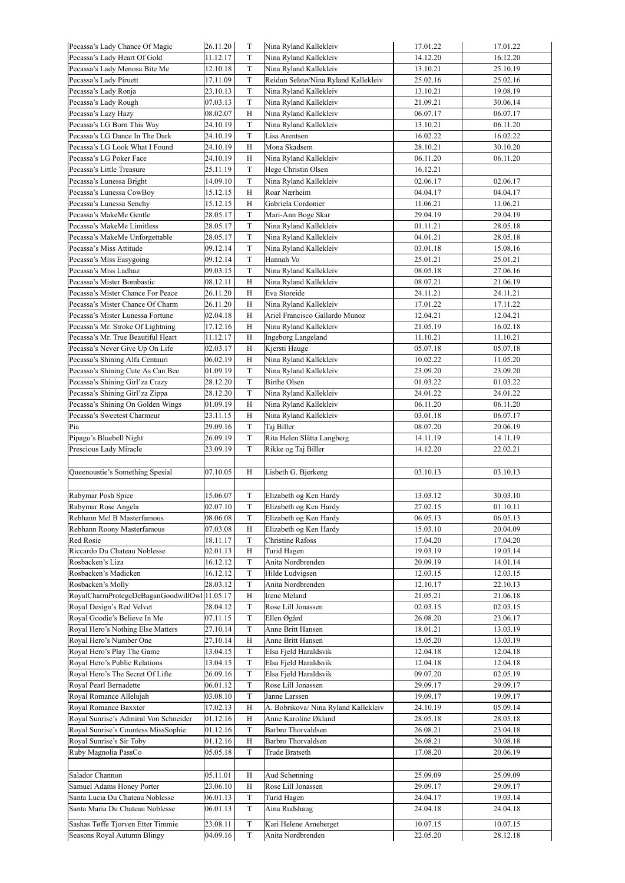| Pecassa's Lady Chance Of Magic | 26.11.20 | T | Nina Ryland Kallekleiv | 17.01.22 | 17.01.22 |
|---|---|---|---|---|---|
| Pecassa's Lady Heart Of Gold | 11.12.17 | T | Nina Ryland Kallekleiv | 14.12.20 | 16.12.20 |
| Pecassa's Lady Menosa Bite Me | 12.10.18 | T | Nina Ryland Kallekleiv | 13.10.21 | 25.10.19 |
| Pecassa's Lady Piruett | 17.11.09 | T | Reidun Selstø/Nina Ryland Kallekleiv | 25.02.16 | 25.02.16 |
| Pecassa's Lady Ronja | 23.10.13 | T | Nina Ryland Kallekleiv | 13.10.21 | 19.08.19 |
| Pecassa's Lady Rough | 07.03.13 | T | Nina Ryland Kallekleiv | 21.09.21 | 30.06.14 |
| Pecassa's Lazy Hazy | 08.02.07 | H | Nina Ryland Kallekleiv | 06.07.17 | 06.07.17 |
| Pecassa's LG Born This Way | 24.10.19 | T | Nina Ryland Kallekleiv | 13.10.21 | 06.11.20 |
| Pecassa's LG Dance In The Dark | 24.10.19 | T | Lisa Arentsen | 16.02.22 | 16.02.22 |
| Pecassa's LG Look What I Found | 24.10.19 | H | Mona Skadsem | 28.10.21 | 30.10.20 |
| Pecassa's LG Poker Face | 24.10.19 | H | Nina Ryland Kallekleiv | 06.11.20 | 06.11.20 |
| Pecassa's Little Treasure | 25.11.19 | T | Hege Christin Olsen | 16.12.21 | |
| Pecassa's Lunessa Bright | 14.09.10 | T | Nina Ryland Kallekleiv | 02.06.17 | 02.06.17 |
| Pecassa's Lunessa CowBoy | 15.12.15 | H | Roar Nærheim | 04.04.17 | 04.04.17 |
| Pecassa's Lunessa Senchy | 15.12.15 | H | Gabriela Cordonier | 11.06.21 | 11.06.21 |
| Pecassa's MakeMe Gentle | 28.05.17 | T | Mari-Ann Boge Skar | 29.04.19 | 29.04.19 |
| Pecassa's MakeMe Limitless | 28.05.17 | T | Nina Ryland Kallekleiv | 01.11.21 | 28.05.18 |
| Pecassa's MakeMe Unforgettable | 28.05.17 | T | Nina Ryland Kallekleiv | 04.01.21 | 28.05.18 |
| Pecassa's Miss Attitude | 09.12.14 | T | Nina Ryland Kallekleiv | 03.01.18 | 15.08.16 |
| Pecassa's Miss Easygoing | 09.12.14 | T | Hannah Vo | 25.01.21 | 25.01.21 |
| Pecassa's Miss Ladhaz | 09.03.15 | T | Nina Ryland Kallekleiv | 08.05.18 | 27.06.16 |
| Pecassa's Mister Bombastic | 08.12.11 | H | Nina Ryland Kallekleiv | 08.07.21 | 21.06.19 |
| Pecassa's Mister Chance For Peace | 26.11.20 | H | Eva Storeide | 24.11.21 | 24.11.21 |
| Pecassa's Mister Chance Of Charm | 26.11.20 | H | Nina Ryland Kallekleiv | 17.01.22 | 17.11.22 |
| Pecassa's Mister Lunessa Fortune | 02.04.18 | H | Ariel Francisco Gallardo Munoz | 12.04.21 | 12.04.21 |
| Pecassa's Mr. Stroke Of Lightning | 17.12.16 | H | Nina Ryland Kallekleiv | 21.05.19 | 16.02.18 |
| Pecassa's Mr. True Beautiful Heart | 11.12.17 | H | Ingeborg Langeland | 11.10.21 | 11.10.21 |
| Pecassa's Never Give Up On Life | 02.03.17 | H | Kjersti Hauge | 05.07.18 | 05.07.18 |
| Pecassa's Shining Alfa Centauri | 06.02.19 | H | Nina Ryland Kallekleiv | 10.02.22 | 11.05.20 |
| Pecassa's Shining Cute As Can Bee | 01.09.19 | T | Nina Ryland Kallekleiv | 23.09.20 | 23.09.20 |
| Pecassa's Shining Girl'za Crazy | 28.12.20 | T | Birthe Olsen | 01.03.22 | 01.03.22 |
| Pecassa's Shining Girl'za Zippa | 28.12.20 | T | Nina Ryland Kallekleiv | 24.01.22 | 24.01.22 |
| Pecassa's Shining On Golden Wings | 01.09.19 | H | Nina Ryland Kallekleiv | 06.11.20 | 06.11.20 |
| Pecassa's Sweetest Charmeur | 23.11.15 | H | Nina Ryland Kallekleiv | 03.01.18 | 06.07.17 |
| Pia | 29.09.16 | T | Taj Biller | 08.07.20 | 20.06.19 |
| Pipago's Bluebell Night | 26.09.19 | T | Rita Helen Slåtta Langberg | 14.11.19 | 14.11.19 |
| Prescious Lady Miracle | 23.09.19 | T | Rikke og Taj Biller | 14.12.20 | 22.02.21 |
| | | | | | |
| Queenoustie's Something Spesial | 07.10.05 | H | Lisbeth G. Bjerkeng | 03.10.13 | 03.10.13 |
| | | | | | |
| Rabymar Posh Spice | 15.06.07 | T | Elizabeth og Ken Hardy | 13.03.12 | 30.03.10 |
| Rabymar Rose Angela | 02.07.10 | T | Elizabeth og Ken Hardy | 27.02.15 | 01.10.11 |
| Rebhann Mel B Masterfamous | 08.06.08 | T | Elizabeth og Ken Hardy | 06.05.13 | 06.05.13 |
| Rebhann Roony Masterfamous | 07.03.08 | H | Elizabeth og Ken Hardy | 15.03.10 | 20.04.09 |
| Red Rosie | 18.11.17 | T | Christine Rafoss | 17.04.20 | 17.04.20 |
| Riccardo Du Chateau Noblesse | 02.01.13 | H | Turid Hagen | 19.03.19 | 19.03.14 |
| Rosbacken's Liza | 16.12.12 | T | Anita Nordbrenden | 20.09.19 | 14.01.14 |
| Rosbacken's Madicken | 16.12.12 | T | Hilde Ludvigsen | 12.03.15 | 12.03.15 |
| Rosbacken's Molly | 28.03.12 | T | Anita Nordbrenden | 12.10.17 | 22.10.13 |
| RoyalCharmProtegeDeBaganGoodwillOwl | 11.05.17 | H | Irene Meland | 21.05.21 | 21.06.18 |
| Royal Design's Red Velvet | 28.04.12 | T | Rose Lill Jonassen | 02.03.15 | 02.03.15 |
| Royal Goodie's Believe In Me | 07.11.15 | T | Ellen Øgård | 26.08.20 | 23.06.17 |
| Royal Hero's Nothing Else Matters | 27.10.14 | T | Anne Britt Hansen | 18.01.21 | 13.03.19 |
| Royal Hero's Number One | 27.10.14 | H | Anne Britt Hansen | 15.05.20 | 13.03.19 |
| Royal Hero's Play The Game | 13.04.15 | T | Elsa Fjeld Haraldsvik | 12.04.18 | 12.04.18 |
| Royal Hero's Public Relations | 13.04.15 | T | Elsa Fjeld Haraldsvik | 12.04.18 | 12.04.18 |
| Royal Hero's The Secret Of Lifte | 26.09.16 | T | Elsa Fjeld Haraldsvik | 09.07.20 | 02.05.19 |
| Royal Pearl Bernadette | 06.01.12 | T | Rose Lill Jonassen | 29.09.17 | 29.09.17 |
| Royal Romance Allelujah | 03.08.10 | T | Janne Larssen | 19.09.17 | 19.09.17 |
| Royal Romance Baxxter | 17.02.13 | H | A. Bobrikova/ Nina Ryland Kallekleiv | 24.10.19 | 05.09.14 |
| Royal Sunrise's Admiral Von Schneider | 01.12.16 | H | Anne Karoline Økland | 28.05.18 | 28.05.18 |
| Royal Sunrise's Countess MissSophie | 01.12.16 | T | Barbro Thorvaldsen | 26.08.21 | 23.04.18 |
| Royal Sunrise's Sir Toby | 01.12.16 | H | Barbro Thorvaldsen | 26.08.21 | 30.08.18 |
| Ruby Magnolia PassCo | 05.05.18 | T | Trude Bratseth | 17.08.20 | 20.06.19 |
| | | | | | |
| Salador Channon | 05.11.01 | H | Aud Schønning | 25.09.09 | 25.09.09 |
| Samuel Adams Honey Porter | 23.06.10 | H | Rose Lill Jonassen | 29.09.17 | 29.09.17 |
| Santa Lucia Du Chateau Noblesse | 06.01.13 | T | Turid Hagen | 24.04.17 | 19.03.14 |
| Santa Maria Du Chateau Noblesse | 06.01.13 | T | Aina Rudshaug | 24.04.18 | 24.04.18 |
| Sashas Tøffe Tjorven Etter Timmie | 23.08.11 | T | Kari Helene Arneberget | 10.07.15 | 10.07.15 |
| Seasons Royal Autumn Blingy | 04.09.16 | T | Anita Nordbrenden | 22.05.20 | 28.12.18 |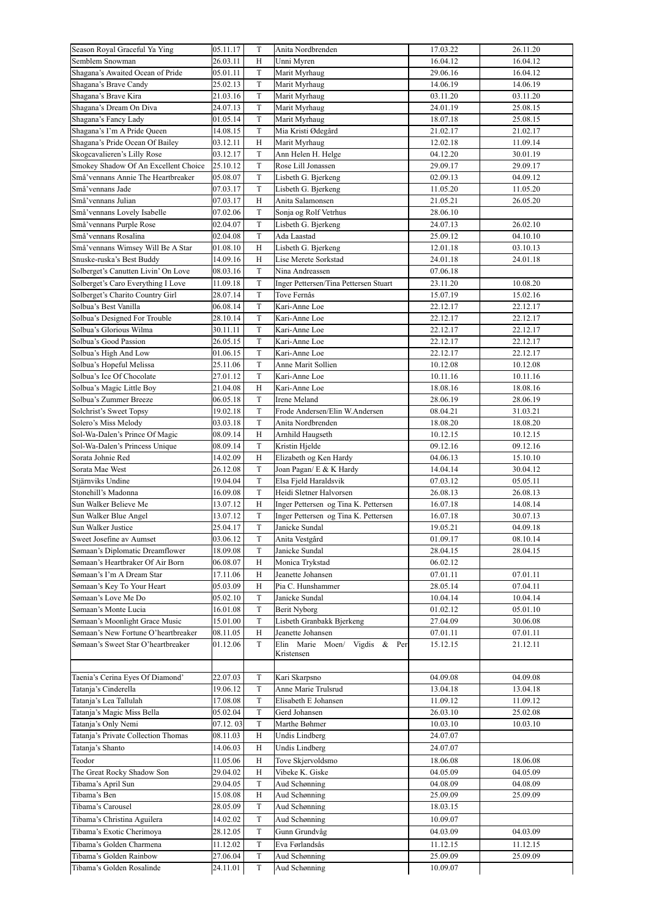| Season Royal Graceful Ya Ying | 05.11.17 | T | Anita Nordbrenden | 17.03.22 | 26.11.20 |
|---|---|---|---|---|---|
| Semblem Snowman | 26.03.11 | H | Unni Myren | 16.04.12 | 16.04.12 |
| Shagana's Awaited Ocean of Pride | 05.01.11 | T | Marit Myrhaug | 29.06.16 | 16.04.12 |
| Shagana's Brave Candy | 25.02.13 | T | Marit Myrhaug | 14.06.19 | 14.06.19 |
| Shagana's Brave Kira | 21.03.16 | T | Marit Myrhaug | 03.11.20 | 03.11.20 |
| Shagana's Dream On Diva | 24.07.13 | T | Marit Myrhaug | 24.01.19 | 25.08.15 |
| Shagana's Fancy Lady | 01.05.14 | T | Marit Myrhaug | 18.07.18 | 25.08.15 |
| Shagana's I'm A Pride Queen | 14.08.15 | T | Mia Kristi Ødegård | 21.02.17 | 21.02.17 |
| Shagana's Pride Ocean Of Bailey | 03.12.11 | H | Marit Myrhaug | 12.02.18 | 11.09.14 |
| Skogcavalieren's Lilly Rose | 03.12.17 | T | Ann Helen H. Helge | 04.12.20 | 30.01.19 |
| Smokey Shadow Of An Excellent Choice | 25.10.12 | T | Rose Lill Jonassen | 29.09.17 | 29.09.17 |
| Små'vennans Annie The Heartbreaker | 05.08.07 | T | Lisbeth G. Bjerkeng | 02.09.13 | 04.09.12 |
| Små'vennans Jade | 07.03.17 | T | Lisbeth G. Bjerkeng | 11.05.20 | 11.05.20 |
| Små'vennans Julian | 07.03.17 | H | Anita Salamonsen | 21.05.21 | 26.05.20 |
| Små'vennans Lovely Isabelle | 07.02.06 | T | Sonja og Rolf Vetrhus | 28.06.10 | |
| Små'vennans Purple Rose | 02.04.07 | T | Lisbeth G. Bjerkeng | 24.07.13 | 26.02.10 |
| Små'vennans Rosalina | 02.04.08 | T | Ada Laastad | 25.09.12 | 04.10.10 |
| Små'vennans Wimsey Will Be A Star | 01.08.10 | H | Lisbeth G. Bjerkeng | 12.01.18 | 03.10.13 |
| Snuske-ruska's Best Buddy | 14.09.16 | H | Lise Merete Sorkstad | 24.01.18 | 24.01.18 |
| Solberget's Canutten Livin' On Love | 08.03.16 | T | Nina Andreassen | 07.06.18 | |
| Solberget's Caro Everything I Love | 11.09.18 | T | Inger Pettersen/Tina Pettersen Stuart | 23.11.20 | 10.08.20 |
| Solberget's Charito Country Girl | 28.07.14 | T | Tove Fernås | 15.07.19 | 15.02.16 |
| Solbua's Best Vanilla | 06.08.14 | T | Kari-Anne Loe | 22.12.17 | 22.12.17 |
| Solbua's Designed For Trouble | 28.10.14 | T | Kari-Anne Loe | 22.12.17 | 22.12.17 |
| Solbua's Glorious Wilma | 30.11.11 | T | Kari-Anne Loe | 22.12.17 | 22.12.17 |
| Solbua's Good Passion | 26.05.15 | T | Kari-Anne Loe | 22.12.17 | 22.12.17 |
| Solbua's High And Low | 01.06.15 | T | Kari-Anne Loe | 22.12.17 | 22.12.17 |
| Solbua's Hopeful Melissa | 25.11.06 | T | Anne Marit Sollien | 10.12.08 | 10.12.08 |
| Solbua's Ice Of Chocolate | 27.01.12 | T | Kari-Anne Loe | 10.11.16 | 10.11.16 |
| Solbua's Magic Little Boy | 21.04.08 | H | Kari-Anne Loe | 18.08.16 | 18.08.16 |
| Solbua's Zummer Breeze | 06.05.18 | T | Irene Meland | 28.06.19 | 28.06.19 |
| Solchrist's Sweet Topsy | 19.02.18 | T | Frode Andersen/Elin W.Andersen | 08.04.21 | 31.03.21 |
| Solero's Miss Melody | 03.03.18 | T | Anita Nordbrenden | 18.08.20 | 18.08.20 |
| Sol-Wa-Dalen's Prince Of Magic | 08.09.14 | H | Arnhild Haugseth | 10.12.15 | 10.12.15 |
| Sol-Wa-Dalen's Princess Unique | 08.09.14 | T | Kristin Hjelde | 09.12.16 | 09.12.16 |
| Sorata Johnie Red | 14.02.09 | H | Elizabeth og Ken Hardy | 04.06.13 | 15.10.10 |
| Sorata Mae West | 26.12.08 | T | Joan Pagan/ E & K Hardy | 14.04.14 | 30.04.12 |
| Stjärnviks Undine | 19.04.04 | T | Elsa Fjeld Haraldsvik | 07.03.12 | 05.05.11 |
| Stonehill's Madonna | 16.09.08 | T | Heidi Sletner Halvorsen | 26.08.13 | 26.08.13 |
| Sun Walker Believe Me | 13.07.12 | H | Inger Pettersen og Tina K. Pettersen | 16.07.18 | 14.08.14 |
| Sun Walker Blue Angel | 13.07.12 | T | Inger Pettersen og Tina K. Pettersen | 16.07.18 | 30.07.13 |
| Sun Walker Justice | 25.04.17 | T | Janicke Sundal | 19.05.21 | 04.09.18 |
| Sweet Josefine av Aumset | 03.06.12 | T | Anita Vestgård | 01.09.17 | 08.10.14 |
| Sømaan's Diplomatic Dreamflower | 18.09.08 | T | Janicke Sundal | 28.04.15 | 28.04.15 |
| Sømaan's Heartbraker Of Air Born | 06.08.07 | H | Monica Trykstad | 06.02.12 | |
| Sømaan's I'm A Dream Star | 17.11.06 | H | Jeanette Johansen | 07.01.11 | 07.01.11 |
| Sømaan's Key To Your Heart | 05.03.09 | H | Pia C. Hunshammer | 28.05.14 | 07.04.11 |
| Sømaan's Love Me Do | 05.02.10 | T | Janicke Sundal | 10.04.14 | 10.04.14 |
| Sømaan's Monte Lucia | 16.01.08 | T | Berit Nyborg | 01.02.12 | 05.01.10 |
| Sømaan's Moonlight Grace Music | 15.01.00 | T | Lisbeth Granbakk Bjerkeng | 27.04.09 | 30.06.08 |
| Sømaan's New Fortune O'heartbreaker | 08.11.05 | H | Jeanette Johansen | 07.01.11 | 07.01.11 |
| Sømaan's Sweet Star O'heartbreaker | 01.12.06 | T | Elin Marie Moen/ Vigdis & Per Kristensen | 15.12.15 | 21.12.11 |
| | | | | | |
| Taenia's Cerina Eyes Of Diamond' | 22.07.03 | T | Kari Skarpsno | 04.09.08 | 04.09.08 |
| Tatanja's Cinderella | 19.06.12 | T | Anne Marie Trulsrud | 13.04.18 | 13.04.18 |
| Tatanja's Lea Tallulah | 17.08.08 | T | Elisabeth E Johansen | 11.09.12 | 11.09.12 |
| Tatanja's Magic Miss Bella | 05.02.04 | T | Gerd Johansen | 26.03.10 | 25.02.08 |
| Tatanja's Only Nemi | 07.12. 03 | T | Marthe Bøhmer | 10.03.10 | 10.03.10 |
| Tatanja's Private Collection Thomas | 08.11.03 | H | Undis Lindberg | 24.07.07 | |
| Tatanja's Shanto | 14.06.03 | H | Undis Lindberg | 24.07.07 | |
| Teodor | 11.05.06 | H | Tove Skjervoldsmo | 18.06.08 | 18.06.08 |
| The Great Rocky Shadow Son | 29.04.02 | H | Vibeke K. Giske | 04.05.09 | 04.05.09 |
| Tibama's April Sun | 29.04.05 | T | Aud Schønning | 04.08.09 | 04.08.09 |
| Tibama's Ben | 15.08.08 | H | Aud Schønning | 25.09.09 | 25.09.09 |
| Tibama's Carousel | 28.05.09 | T | Aud Schønning | 18.03.15 | |
| Tibama's Christina Aguilera | 14.02.02 | T | Aud Schønning | 10.09.07 | |
| Tibama's Exotic Cherimoya | 28.12.05 | T | Gunn Grundvåg | 04.03.09 | 04.03.09 |
| Tibama's Golden Charmena | 11.12.02 | T | Eva Førlandsås | 11.12.15 | 11.12.15 |
| Tibama's Golden Rainbow | 27.06.04 | T | Aud Schønning | 25.09.09 | 25.09.09 |
| Tibama's Golden Rosalinde | 24.11.01 | T | Aud Schønning | 10.09.07 | |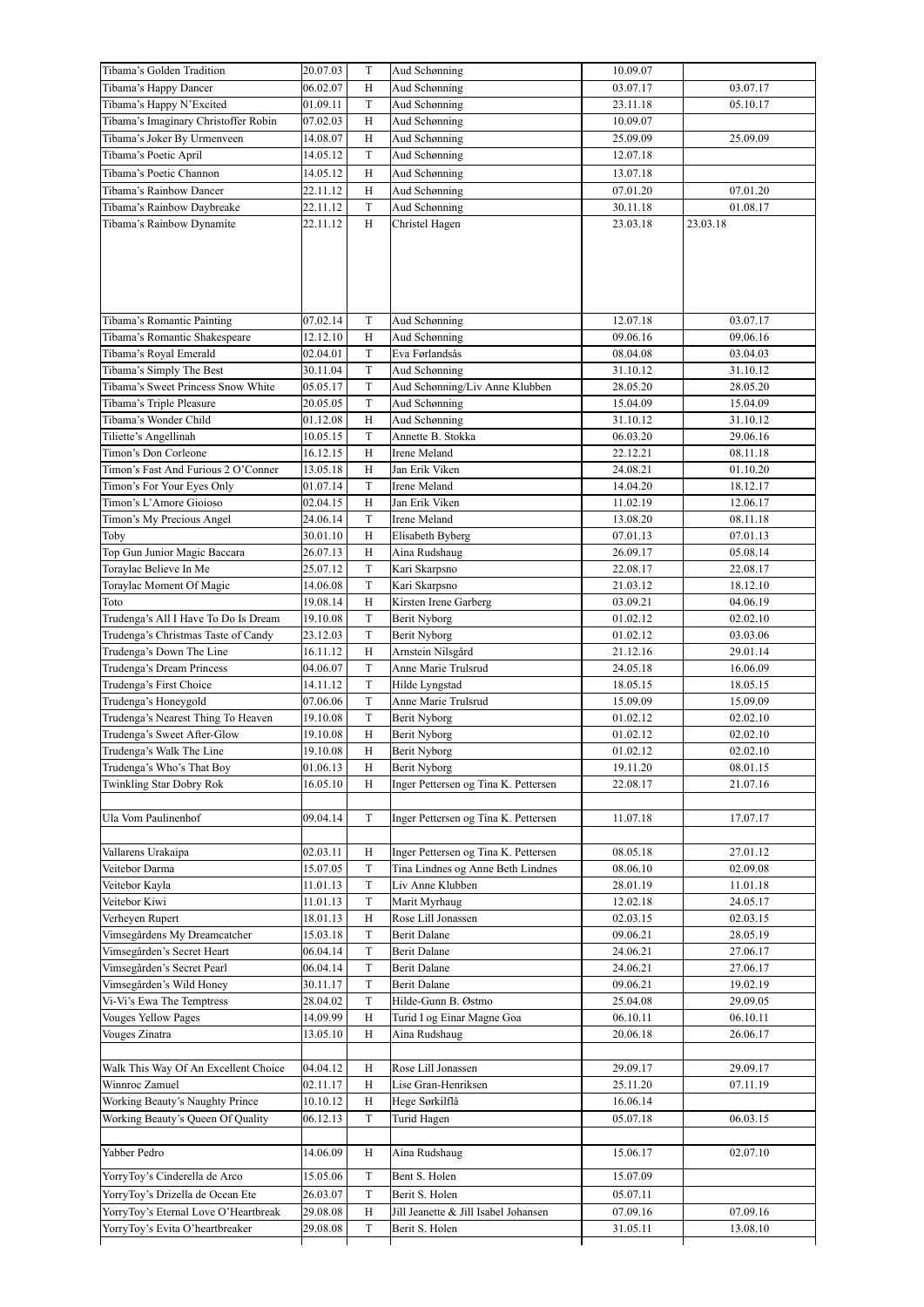| | | | | | |
|---|---|---|---|---|---|
| Tibama's Golden Tradition | 20.07.03 | T | Aud Schønning | 10.09.07 | |
| Tibama's Happy Dancer | 06.02.07 | H | Aud Schønning | 03.07.17 | 03.07.17 |
| Tibama's Happy N'Excited | 01.09.11 | T | Aud Schønning | 23.11.18 | 05.10.17 |
| Tibama's Imaginary Christoffer Robin | 07.02.03 | H | Aud Schønning | 10.09.07 | |
| Tibama's Joker By Urmenveen | 14.08.07 | H | Aud Schønning | 25.09.09 | 25.09.09 |
| Tibama's Poetic April | 14.05.12 | T | Aud Schønning | 12.07.18 | |
| Tibama's Poetic Channon | 14.05.12 | H | Aud Schønning | 13.07.18 | |
| Tibama's Rainbow Dancer | 22.11.12 | H | Aud Schønning | 07.01.20 | 07.01.20 |
| Tibama's Rainbow Daybreake | 22.11.12 | T | Aud Schønning | 30.11.18 | 01.08.17 |
| Tibama's Rainbow Dynamite | 22.11.12 | H | Christel Hagen | 23.03.18 | 23.03.18 |
| Tibama's Romantic Painting | 07.02.14 | T | Aud Schønning | 12.07.18 | 03.07.17 |
| Tibama's Romantic Shakespeare | 12.12.10 | H | Aud Schønning | 09.06.16 | 09.06.16 |
| Tibama's Royal Emerald | 02.04.01 | T | Eva Førlandsås | 08.04.08 | 03.04.03 |
| Tibama's Simply The Best | 30.11.04 | T | Aud Schønning | 31.10.12 | 31.10.12 |
| Tibama's Sweet Princess Snow White | 05.05.17 | T | Aud Schønning/Liv Anne Klubben | 28.05.20 | 28.05.20 |
| Tibama's Triple Pleasure | 20.05.05 | T | Aud Schønning | 15.04.09 | 15.04.09 |
| Tibama's Wonder Child | 01.12.08 | H | Aud Schønning | 31.10.12 | 31.10.12 |
| Tiliette's Angellinah | 10.05.15 | T | Annette B. Stokka | 06.03.20 | 29.06.16 |
| Timon's Don Corleone | 16.12.15 | H | Irene Meland | 22.12.21 | 08.11.18 |
| Timon's Fast And Furious 2 O'Conner | 13.05.18 | H | Jan Erik Viken | 24.08.21 | 01.10.20 |
| Timon's For Your Eyes Only | 01.07.14 | T | Irene Meland | 14.04.20 | 18.12.17 |
| Timon's L'Amore Gioioso | 02.04.15 | H | Jan Erik Viken | 11.02.19 | 12.06.17 |
| Timon's My Precious Angel | 24.06.14 | T | Irene Meland | 13.08.20 | 08.11.18 |
| Toby | 30.01.10 | H | Elisabeth Byberg | 07.01.13 | 07.01.13 |
| Top Gun Junior Magic Baccara | 26.07.13 | H | Aina Rudshaug | 26.09.17 | 05.08.14 |
| Toraylac Believe In Me | 25.07.12 | T | Kari Skarpsno | 22.08.17 | 22.08.17 |
| Toraylac Moment Of Magic | 14.06.08 | T | Kari Skarpsno | 21.03.12 | 18.12.10 |
| Toto | 19.08.14 | H | Kirsten Irene Garberg | 03.09.21 | 04.06.19 |
| Trudenga's All I Have To Do Is Dream | 19.10.08 | T | Berit Nyborg | 01.02.12 | 02.02.10 |
| Trudenga's Christmas Taste of Candy | 23.12.03 | T | Berit Nyborg | 01.02.12 | 03.03.06 |
| Trudenga's Down The Line | 16.11.12 | H | Arnstein Nilsgård | 21.12.16 | 29.01.14 |
| Trudenga's Dream Princess | 04.06.07 | T | Anne Marie Trulsrud | 24.05.18 | 16.06.09 |
| Trudenga's First Choice | 14.11.12 | T | Hilde Lyngstad | 18.05.15 | 18.05.15 |
| Trudenga's Honeygold | 07.06.06 | T | Anne Marie Trulsrud | 15.09.09 | 15.09.09 |
| Trudenga's Nearest Thing To Heaven | 19.10.08 | T | Berit Nyborg | 01.02.12 | 02.02.10 |
| Trudenga's Sweet After-Glow | 19.10.08 | H | Berit Nyborg | 01.02.12 | 02.02.10 |
| Trudenga's Walk The Line | 19.10.08 | H | Berit Nyborg | 01.02.12 | 02.02.10 |
| Trudenga's Who's That Boy | 01.06.13 | H | Berit Nyborg | 19.11.20 | 08.01.15 |
| Twinkling Star Dobry Rok | 16.05.10 | H | Inger Pettersen og Tina K. Pettersen | 22.08.17 | 21.07.16 |
| | | | | | |
| Ula Vom Paulinenhof | 09.04.14 | T | Inger Pettersen og Tina K. Pettersen | 11.07.18 | 17.07.17 |
| | | | | | |
| Vallarens Urakaipa | 02.03.11 | H | Inger Pettersen og Tina K. Pettersen | 08.05.18 | 27.01.12 |
| Veitebor Darma | 15.07.05 | T | Tina Lindnes og Anne Beth Lindnes | 08.06.10 | 02.09.08 |
| Veitebor Kayla | 11.01.13 | T | Liv Anne Klubben | 28.01.19 | 11.01.18 |
| Veitebor Kiwi | 11.01.13 | T | Marit Myrhaug | 12.02.18 | 24.05.17 |
| Verheyen Rupert | 18.01.13 | H | Rose Lill Jonassen | 02.03.15 | 02.03.15 |
| Vimsegårdens My Dreamcatcher | 15.03.18 | T | Berit Dalane | 09.06.21 | 28.05.19 |
| Vimsegården's Secret Heart | 06.04.14 | T | Berit Dalane | 24.06.21 | 27.06.17 |
| Vimsegården's Secret Pearl | 06.04.14 | T | Berit Dalane | 24.06.21 | 27.06.17 |
| Vimsegården's Wild Honey | 30.11.17 | T | Berit Dalane | 09.06.21 | 19.02.19 |
| Vi-Vi's Ewa The Temptress | 28.04.02 | T | Hilde-Gunn B. Østmo | 25.04.08 | 29.09.05 |
| Vouges Yellow Pages | 14.09.99 | H | Turid I og Einar Magne Goa | 06.10.11 | 06.10.11 |
| Vouges Zinatra | 13.05.10 | H | Aina Rudshaug | 20.06.18 | 26.06.17 |
| | | | | | |
| Walk This Way Of An Excellent Choice | 04.04.12 | H | Rose Lill Jonassen | 29.09.17 | 29.09.17 |
| Winnroc Zamuel | 02.11.17 | H | Lise Gran-Henriksen | 25.11.20 | 07.11.19 |
| Working Beauty's Naughty Prince | 10.10.12 | H | Hege Sørkilflå | 16.06.14 | |
| Working Beauty's Queen Of Quality | 06.12.13 | T | Turid Hagen | 05.07.18 | 06.03.15 |
| | | | | | |
| Yabber Pedro | 14.06.09 | H | Aina Rudshaug | 15.06.17 | 02.07.10 |
| YorryToy's Cinderella de Arco | 15.05.06 | T | Bent S. Holen | 15.07.09 | |
| YorryToy's Drizella de Ocean Ete | 26.03.07 | T | Berit S. Holen | 05.07.11 | |
| YorryToy's Eternal Love O'Heartbreak | 29.08.08 | H | Jill Jeanette & Jill Isabel Johansen | 07.09.16 | 07.09.16 |
| YorryToy's Evita O'heartbreaker | 29.08.08 | T | Berit S. Holen | 31.05.11 | 13.08.10 |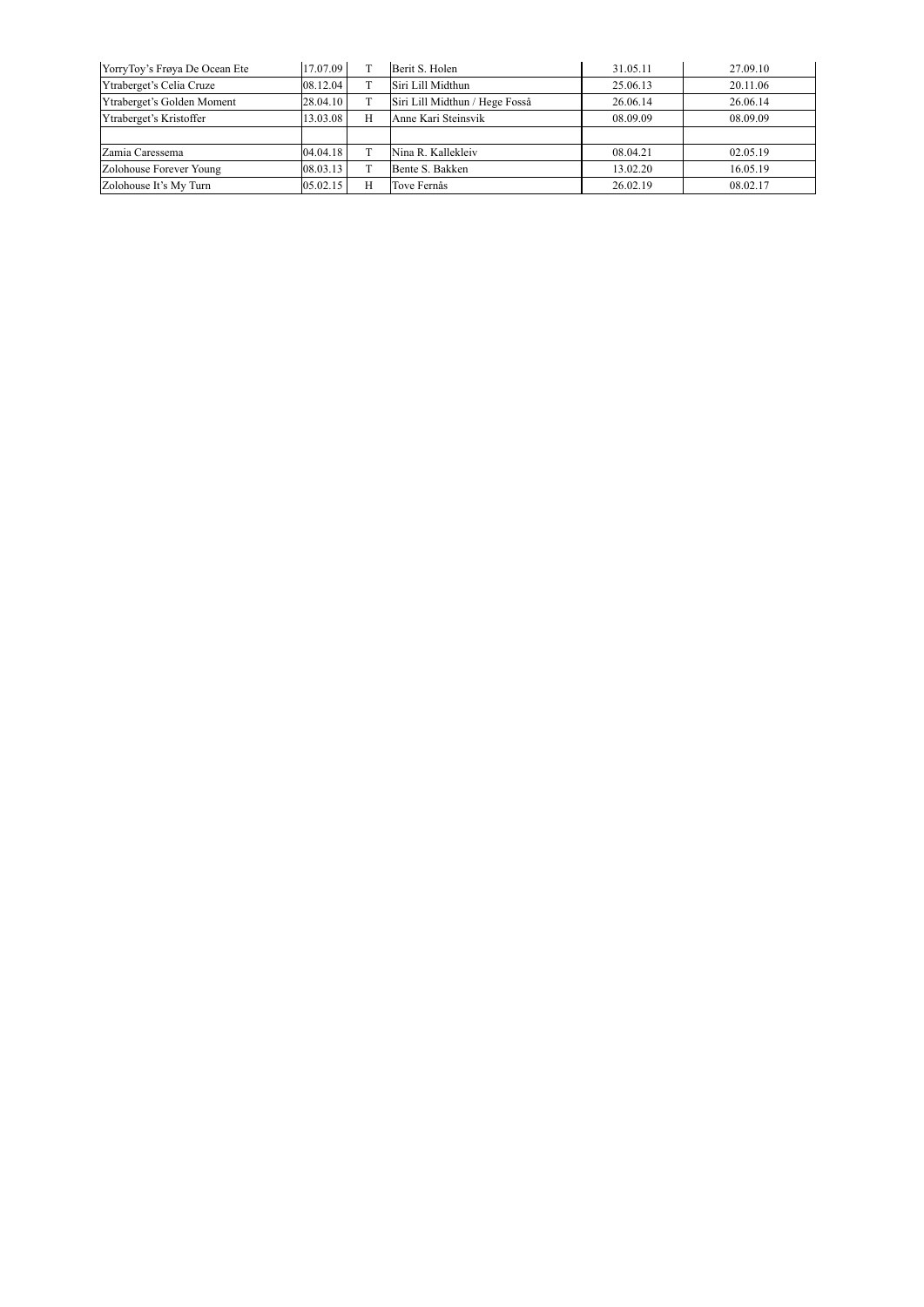| | | | | | |
|---|---|---|---|---|---|
| YorryToy's Frøya De Ocean Ete | 17.07.09 | T | Berit S. Holen | 31.05.11 | 27.09.10 |
| Ytraberget's Celia Cruze | 08.12.04 | T | Siri Lill Midthun | 25.06.13 | 20.11.06 |
| Ytraberget's Golden Moment | 28.04.10 | T | Siri Lill Midthun / Hege Fosså | 26.06.14 | 26.06.14 |
| Ytraberget's Kristoffer | 13.03.08 | H | Anne Kari Steinsvik | 08.09.09 | 08.09.09 |
| | | | | | |
| Zamia Caressema | 04.04.18 | T | Nina R. Kallekleiv | 08.04.21 | 02.05.19 |
| Zolohouse Forever Young | 08.03.13 | T | Bente S. Bakken | 13.02.20 | 16.05.19 |
| Zolohouse It's My Turn | 05.02.15 | H | Tove Fernås | 26.02.19 | 08.02.17 |